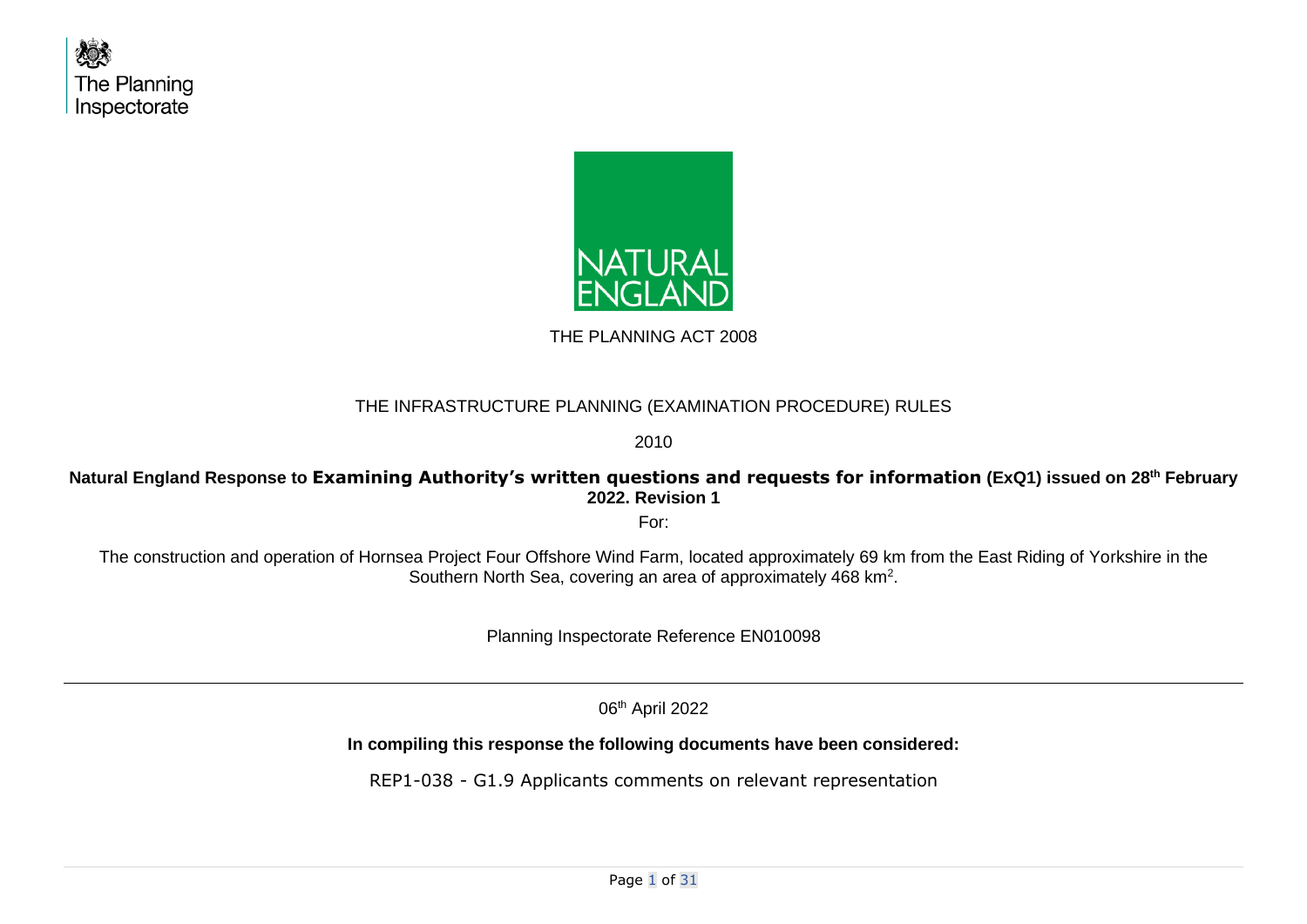The Planning Inspectorate

NATURAL ENGLAND

THE PLANNING ACT 2008

THE INFRASTRUCTURE PLANNING (EXAMINATION PROCEDURE) RULES

2010

**Natural England Response to Examining Authority's written questions and requests for information (ExQ1) issued on 28th February 2022. Revision 1**

For:

The construction and operation of Hornsea Project Four Offshore Wind Farm, located approximately 69 km from the East Riding of Yorkshire in the Southern North Sea, covering an area of approximately 468 km$^2$.

Planning Inspectorate Reference EN010098

---

06th April 2022

**In compiling this response the following documents have been considered:**

REP1-038 - G1.9 Applicants comments on relevant representation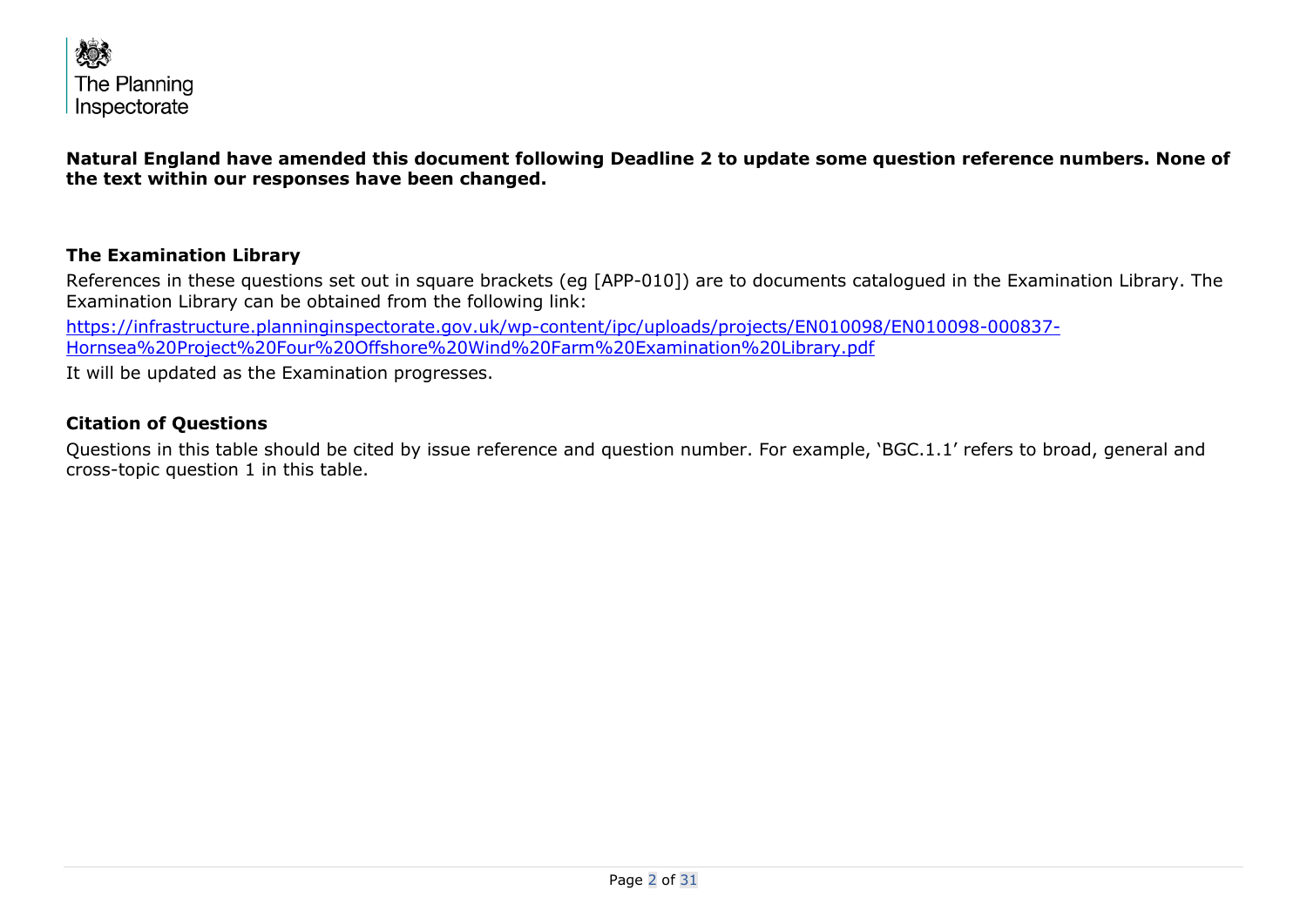**Natural England have amended this document following Deadline 2 to update some question reference numbers. None of the text within our responses have been changed.**

## The Examination Library

References in these questions set out in square brackets (eg [APP-010]) are to documents catalogued in the Examination Library. The Examination Library can be obtained from the following link:

[https://infrastructure.planninginspectorate.gov.uk/wp-content/ipc/uploads/projects/EN010098/EN010098-000837-Hornsea%20Project%20Four%20Offshore%20Wind%20Farm%20Examination%20Library.pdf](https://infrastructure.planninginspectorate.gov.uk/wp-content/ipc/uploads/projects/EN010098/EN010098-000837-Hornsea%20Project%20Four%20Offshore%20Wind%20Farm%20Examination%20Library.pdf)

It will be updated as the Examination progresses.

## Citation of Questions

Questions in this table should be cited by issue reference and question number. For example, 'BGC.1.1' refers to broad, general and cross-topic question 1 in this table.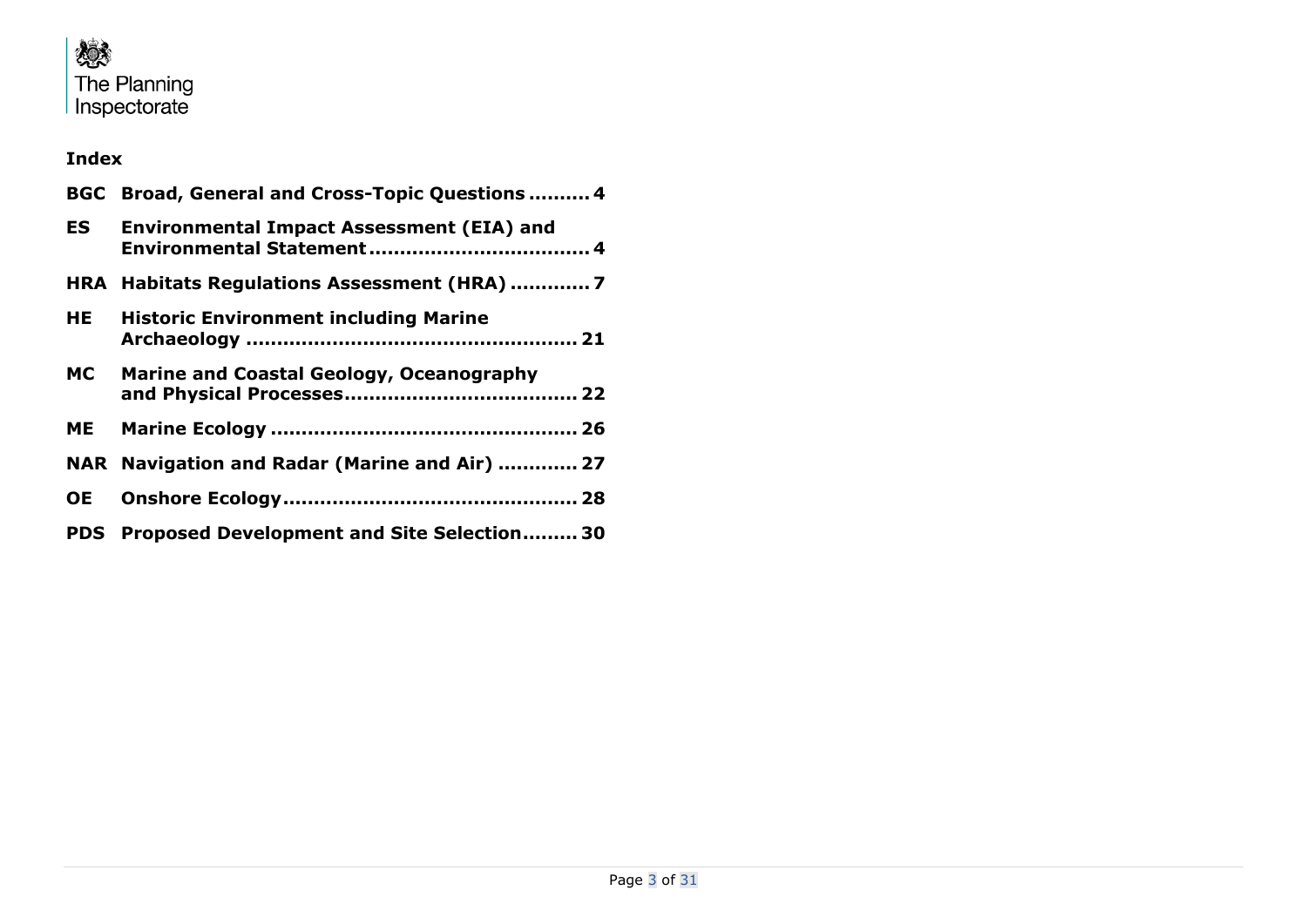## Index

| | | |
|---|---|---|
| **BGC** | **Broad, General and Cross-Topic Questions** | **4** |
| **ES** | **Environmental Impact Assessment (EIA) and Environmental Statement** | **4** |
| **HRA** | **Habitats Regulations Assessment (HRA)** | **7** |
| **HE** | **Historic Environment including Marine Archaeology** | **21** |
| **MC** | **Marine and Coastal Geology, Oceanography and Physical Processes** | **22** |
| **ME** | **Marine Ecology** | **26** |
| **NAR** | **Navigation and Radar (Marine and Air)** | **27** |
| **OE** | **Onshore Ecology** | **28** |
| **PDS** | **Proposed Development and Site Selection** | **30** |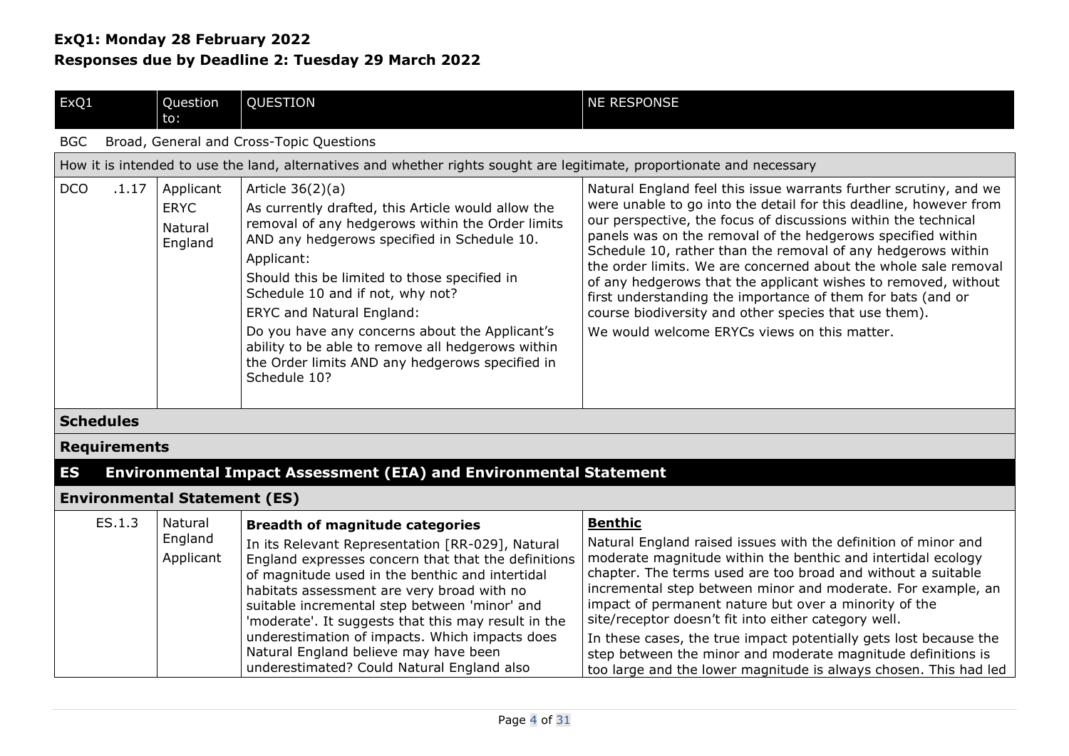**ExQ1: Monday 28 February 2022**
**Responses due by Deadline 2: Tuesday 29 March 2022**

| ExQ1 | Question to: | QUESTION | NE RESPONSE |
|---|---|---|---|
| BGC | Broad, General and Cross-Topic Questions | | |
| How it is intended to use the land, alternatives and whether rights sought are legitimate, proportionate and necessary | | | |
| DCO .1.17 | Applicant<br>ERYC<br>Natural England | Article 36(2)(a)<br>As currently drafted, this Article would allow the removal of any hedgerows within the Order limits AND any hedgerows specified in Schedule 10.<br>Applicant:<br>Should this be limited to those specified in Schedule 10 and if not, why not?<br>ERYC and Natural England:<br>Do you have any concerns about the Applicant's ability to be able to remove all hedgerows within the Order limits AND any hedgerows specified in Schedule 10? | Natural England feel this issue warrants further scrutiny, and we were unable to go into the detail for this deadline, however from our perspective, the focus of discussions within the technical panels was on the removal of the hedgerows specified within Schedule 10, rather than the removal of any hedgerows within the order limits. We are concerned about the whole sale removal of any hedgerows that the applicant wishes to removed, without first understanding the importance of them for bats (and or course biodiversity and other species that use them).<br>We would welcome ERYCs views on this matter. |
| **Schedules** | | | |
| **Requirements** | | | |
| **ES** | **Environmental Impact Assessment (EIA) and Environmental Statement** | | |
| **Environmental Statement (ES)** | | | |
| ES.1.3 | Natural England<br>Applicant | **Breadth of magnitude categories**<br>In its Relevant Representation [RR-029], Natural England expresses concern that that the definitions of magnitude used in the benthic and intertidal habitats assessment are very broad with no suitable incremental step between 'minor' and 'moderate'. It suggests that this may result in the underestimation of impacts. Which impacts does Natural England believe may have been underestimated? Could Natural England also | **Benthic**<br>Natural England raised issues with the definition of minor and moderate magnitude within the benthic and intertidal ecology chapter. The terms used are too broad and without a suitable incremental step between minor and moderate. For example, an impact of permanent nature but over a minority of the site/receptor doesn't fit into either category well.<br>In these cases, the true impact potentially gets lost because the step between the minor and moderate magnitude definitions is too large and the lower magnitude is always chosen. This had led |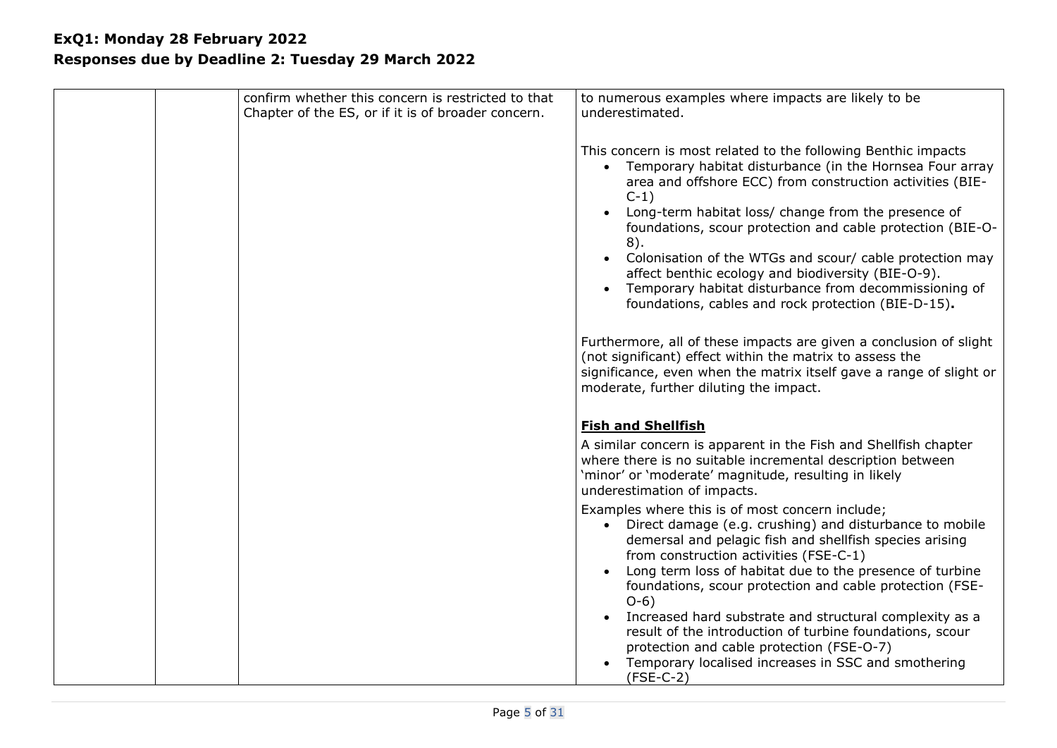**ExQ1: Monday 28 February 2022**
**Responses due by Deadline 2: Tuesday 29 March 2022**

| | | | |
|---|---|---|---|
| | | confirm whether this concern is restricted to that Chapter of the ES, or if it is of broader concern. | to numerous examples where impacts are likely to be underestimated.<br><br>This concern is most related to the following Benthic impacts<br>• Temporary habitat disturbance (in the Hornsea Four array area and offshore ECC) from construction activities (BIE-C-1)<br>• Long-term habitat loss/ change from the presence of foundations, scour protection and cable protection (BIE-O-8).<br>• Colonisation of the WTGs and scour/ cable protection may affect benthic ecology and biodiversity (BIE-O-9).<br>• Temporary habitat disturbance from decommissioning of foundations, cables and rock protection (BIE-D-15).<br><br>Furthermore, all of these impacts are given a conclusion of slight (not significant) effect within the matrix to assess the significance, even when the matrix itself gave a range of slight or moderate, further diluting the impact.<br><br>**<u>Fish and Shellfish</u>**<br>A similar concern is apparent in the Fish and Shellfish chapter where there is no suitable incremental description between 'minor' or 'moderate' magnitude, resulting in likely underestimation of impacts.<br>Examples where this is of most concern include;<br>• Direct damage (e.g. crushing) and disturbance to mobile demersal and pelagic fish and shellfish species arising from construction activities (FSE-C-1)<br>• Long term loss of habitat due to the presence of turbine foundations, scour protection and cable protection (FSE-O-6)<br>• Increased hard substrate and structural complexity as a result of the introduction of turbine foundations, scour protection and cable protection (FSE-O-7)<br>• Temporary localised increases in SSC and smothering (FSE-C-2) |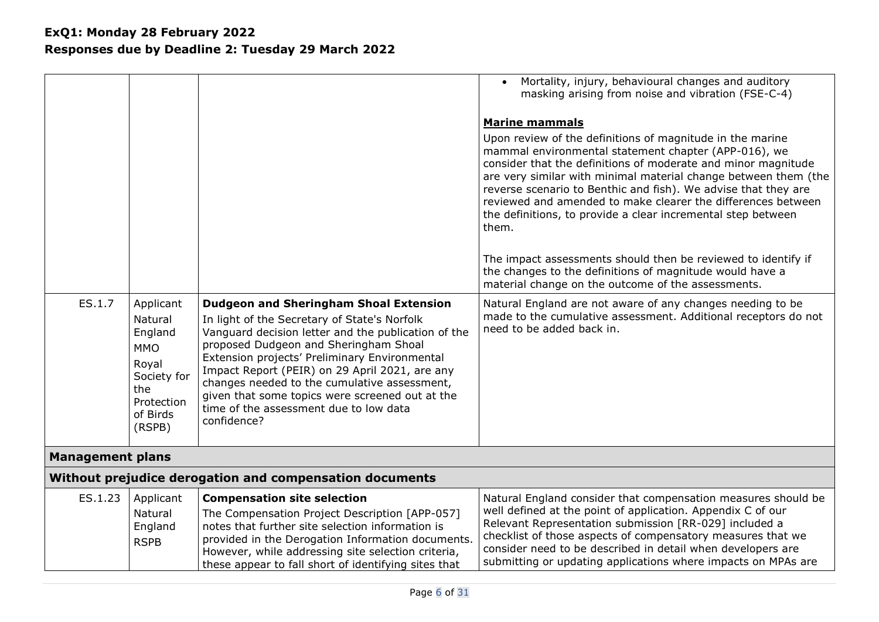**ExQ1: Monday 28 February 2022**
**Responses due by Deadline 2: Tuesday 29 March 2022**

| | | | |
|---|---|---|---|
| | | | • Mortality, injury, behavioural changes and auditory masking arising from noise and vibration (FSE-C-4)<br><br>**Marine mammals**<br>Upon review of the definitions of magnitude in the marine mammal environmental statement chapter (APP-016), we consider that the definitions of moderate and minor magnitude are very similar with minimal material change between them (the reverse scenario to Benthic and fish). We advise that they are reviewed and amended to make clearer the differences between the definitions, to provide a clear incremental step between them.<br><br>The impact assessments should then be reviewed to identify if the changes to the definitions of magnitude would have a material change on the outcome of the assessments. |
| ES.1.7 | Applicant<br>Natural England<br>MMO<br>Royal Society for the Protection of Birds (RSPB) | **Dudgeon and Sheringham Shoal Extension**<br>In light of the Secretary of State's Norfolk Vanguard decision letter and the publication of the proposed Dudgeon and Sheringham Shoal Extension projects' Preliminary Environmental Impact Report (PEIR) on 29 April 2021, are any changes needed to the cumulative assessment, given that some topics were screened out at the time of the assessment due to low data confidence? | Natural England are not aware of any changes needing to be made to the cumulative assessment. Additional receptors do not need to be added back in. |
| **Management plans** | | | |
| **Without prejudice derogation and compensation documents** | | | |
| ES.1.23 | Applicant<br>Natural England<br>RSPB | **Compensation site selection**<br>The Compensation Project Description [APP-057] notes that further site selection information is provided in the Derogation Information documents. However, while addressing site selection criteria, these appear to fall short of identifying sites that | Natural England consider that compensation measures should be well defined at the point of application. Appendix C of our Relevant Representation submission [RR-029] included a checklist of those aspects of compensatory measures that we consider need to be described in detail when developers are submitting or updating applications where impacts on MPAs are |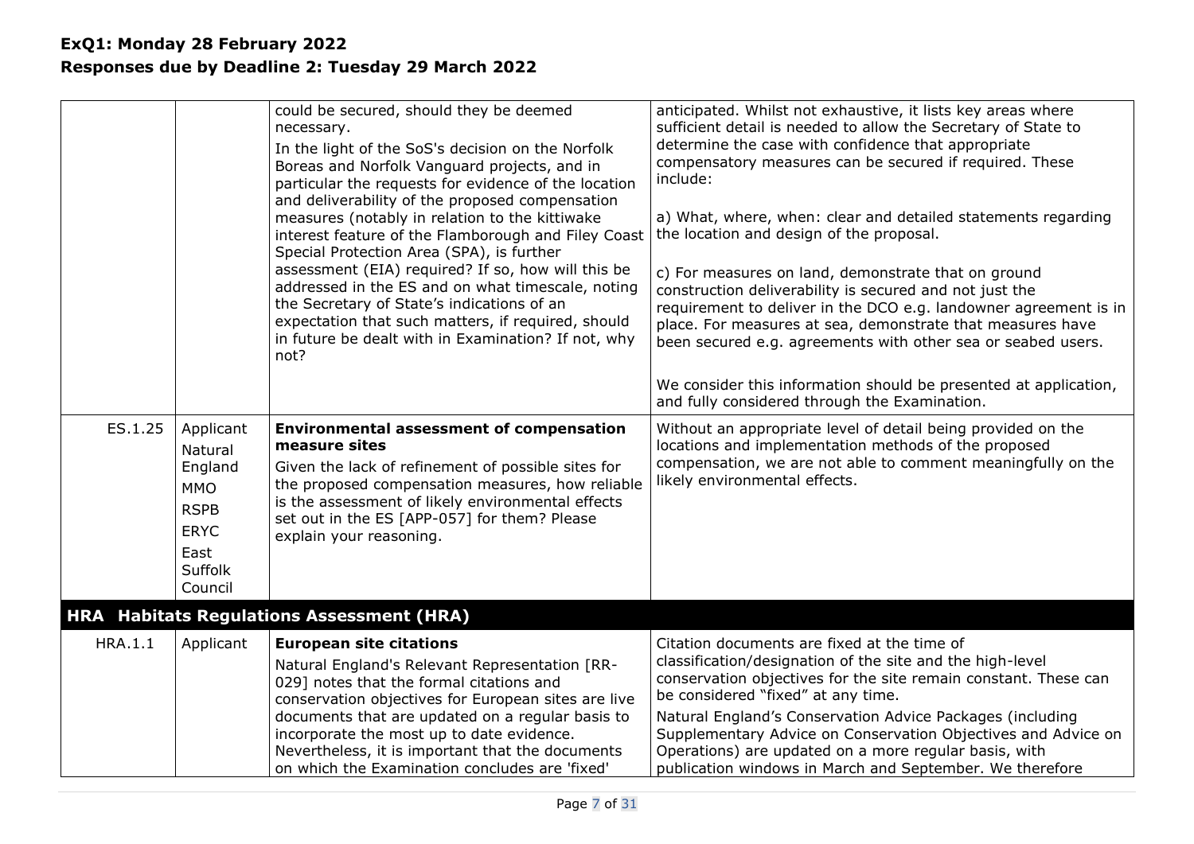**ExQ1: Monday 28 February 2022**
**Responses due by Deadline 2: Tuesday 29 March 2022**

| | | | |
|---|---|---|---|
| | | could be secured, should they be deemed necessary.<br><br>In the light of the SoS's decision on the Norfolk Boreas and Norfolk Vanguard projects, and in particular the requests for evidence of the location and deliverability of the proposed compensation measures (notably in relation to the kittiwake interest feature of the Flamborough and Filey Coast Special Protection Area (SPA), is further assessment (EIA) required? If so, how will this be addressed in the ES and on what timescale, noting the Secretary of State's indications of an expectation that such matters, if required, should in future be dealt with in Examination? If not, why not? | anticipated. Whilst not exhaustive, it lists key areas where sufficient detail is needed to allow the Secretary of State to determine the case with confidence that appropriate compensatory measures can be secured if required. These include:<br><br>a) What, where, when: clear and detailed statements regarding the location and design of the proposal.<br><br>c) For measures on land, demonstrate that on ground construction deliverability is secured and not just the requirement to deliver in the DCO e.g. landowner agreement is in place. For measures at sea, demonstrate that measures have been secured e.g. agreements with other sea or seabed users.<br><br>We consider this information should be presented at application, and fully considered through the Examination. |
| ES.1.25 | Applicant<br>Natural England<br>MMO<br>RSPB<br>ERYC<br>East Suffolk Council | **Environmental assessment of compensation measure sites**<br><br>Given the lack of refinement of possible sites for the proposed compensation measures, how reliable is the assessment of likely environmental effects set out in the ES [APP-057] for them? Please explain your reasoning. | Without an appropriate level of detail being provided on the locations and implementation methods of the proposed compensation, we are not able to comment meaningfully on the likely environmental effects. |
| **HRA** | **Habitats Regulations Assessment (HRA)** | | |
| HRA.1.1 | Applicant | **European site citations**<br><br>Natural England's Relevant Representation [RR-029] notes that the formal citations and conservation objectives for European sites are live documents that are updated on a regular basis to incorporate the most up to date evidence. Nevertheless, it is important that the documents on which the Examination concludes are 'fixed' | Citation documents are fixed at the time of classification/designation of the site and the high-level conservation objectives for the site remain constant. These can be considered "fixed" at any time.<br><br>Natural England's Conservation Advice Packages (including Supplementary Advice on Conservation Objectives and Advice on Operations) are updated on a more regular basis, with publication windows in March and September. We therefore |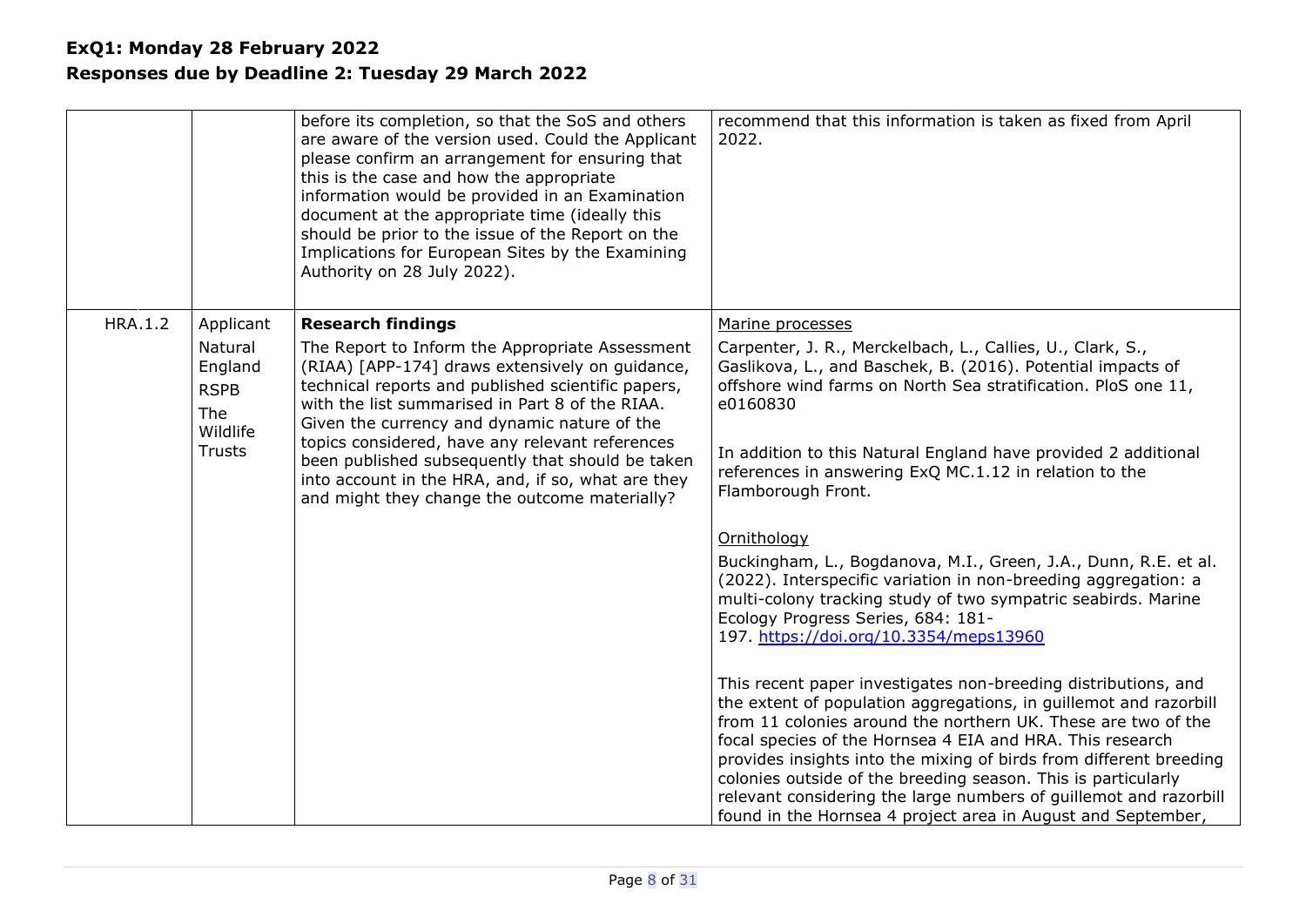**ExQ1: Monday 28 February 2022**
**Responses due by Deadline 2: Tuesday 29 March 2022**

| | | | |
|---|---|---|---|
| | | before its completion, so that the SoS and others are aware of the version used. Could the Applicant please confirm an arrangement for ensuring that this is the case and how the appropriate information would be provided in an Examination document at the appropriate time (ideally this should be prior to the issue of the Report on the Implications for European Sites by the Examining Authority on 28 July 2022). | recommend that this information is taken as fixed from April 2022. |
| HRA.1.2 | Applicant<br>Natural England<br>RSPB<br>The Wildlife Trusts | **Research findings**<br>The Report to Inform the Appropriate Assessment (RIAA) [APP-174] draws extensively on guidance, technical reports and published scientific papers, with the list summarised in Part 8 of the RIAA. Given the currency and dynamic nature of the topics considered, have any relevant references been published subsequently that should be taken into account in the HRA, and, if so, what are they and might they change the outcome materially? | Marine processes<br>Carpenter, J. R., Merckelbach, L., Callies, U., Clark, S., Gaslikova, L., and Baschek, B. (2016). Potential impacts of offshore wind farms on North Sea stratification. PloS one 11, e0160830<br><br>In addition to this Natural England have provided 2 additional references in answering ExQ MC.1.12 in relation to the Flamborough Front.<br><br>Ornithology<br>Buckingham, L., Bogdanova, M.I., Green, J.A., Dunn, R.E. et al. (2022). Interspecific variation in non-breeding aggregation: a multi-colony tracking study of two sympatric seabirds. Marine Ecology Progress Series, 684: 181-197. https://doi.org/10.3354/meps13960<br><br>This recent paper investigates non-breeding distributions, and the extent of population aggregations, in guillemot and razorbill from 11 colonies around the northern UK. These are two of the focal species of the Hornsea 4 EIA and HRA. This research provides insights into the mixing of birds from different breeding colonies outside of the breeding season. This is particularly relevant considering the large numbers of guillemot and razorbill found in the Hornsea 4 project area in August and September, |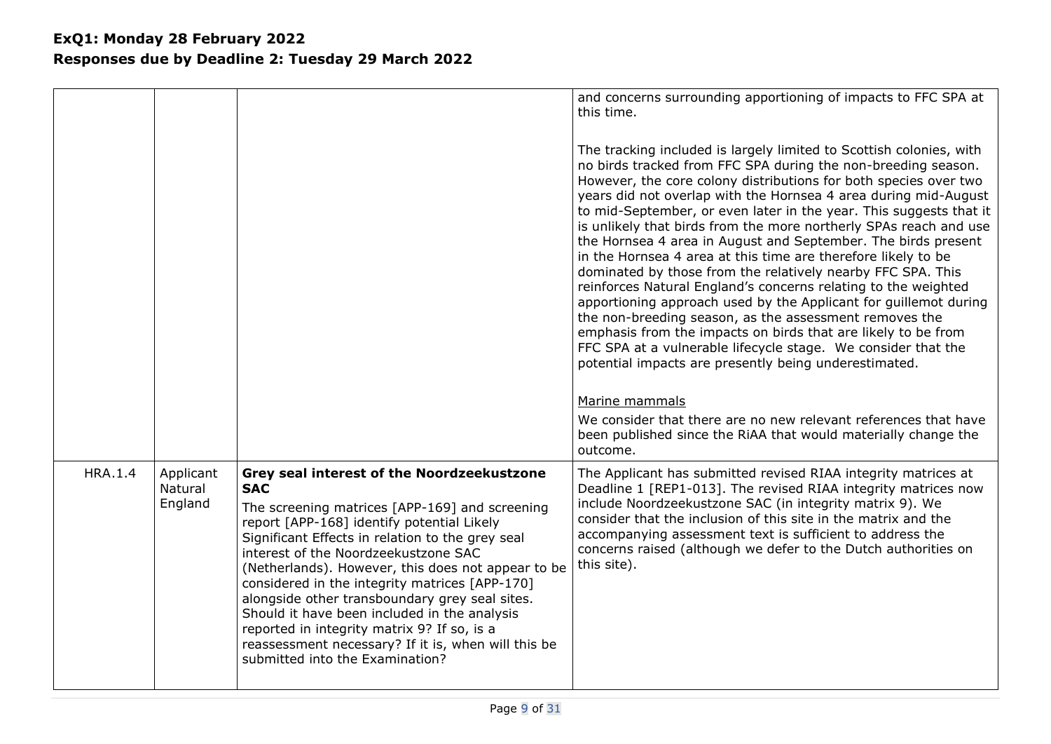**ExQ1: Monday 28 February 2022**
**Responses due by Deadline 2: Tuesday 29 March 2022**

| | | | |
|---|---|---|---|
| | | | and concerns surrounding apportioning of impacts to FFC SPA at this time.<br><br>The tracking included is largely limited to Scottish colonies, with no birds tracked from FFC SPA during the non-breeding season. However, the core colony distributions for both species over two years did not overlap with the Hornsea 4 area during mid-August to mid-September, or even later in the year. This suggests that it is unlikely that birds from the more northerly SPAs reach and use the Hornsea 4 area in August and September. The birds present in the Hornsea 4 area at this time are therefore likely to be dominated by those from the relatively nearby FFC SPA. This reinforces Natural England's concerns relating to the weighted apportioning approach used by the Applicant for guillemot during the non-breeding season, as the assessment removes the emphasis from the impacts on birds that are likely to be from FFC SPA at a vulnerable lifecycle stage. We consider that the potential impacts are presently being underestimated.<br><br>Marine mammals<br>We consider that there are no new relevant references that have been published since the RiAA that would materially change the outcome. |
| HRA.1.4 | Applicant<br>Natural England | **Grey seal interest of the Noordzeekustzone SAC**<br>The screening matrices [APP-169] and screening report [APP-168] identify potential Likely Significant Effects in relation to the grey seal interest of the Noordzeekustzone SAC (Netherlands). However, this does not appear to be considered in the integrity matrices [APP-170] alongside other transboundary grey seal sites. Should it have been included in the analysis reported in integrity matrix 9? If so, is a reassessment necessary? If it is, when will this be submitted into the Examination? | The Applicant has submitted revised RIAA integrity matrices at Deadline 1 [REP1-013]. The revised RIAA integrity matrices now include Noordzeekustzone SAC (in integrity matrix 9). We consider that the inclusion of this site in the matrix and the accompanying assessment text is sufficient to address the concerns raised (although we defer to the Dutch authorities on this site). |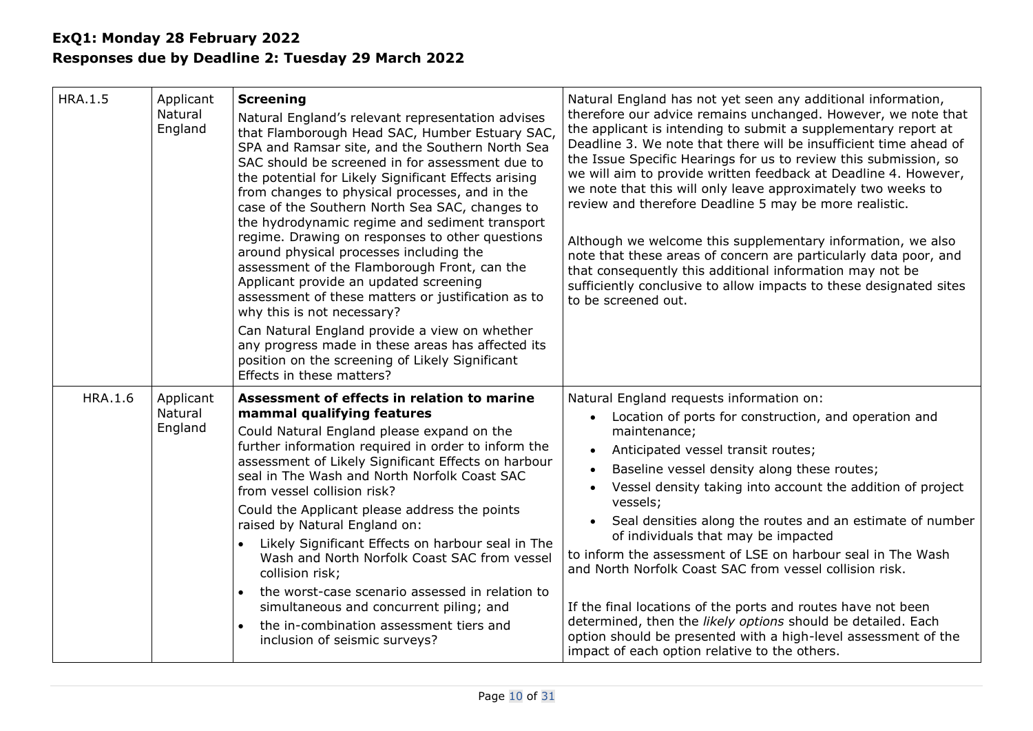**ExQ1: Monday 28 February 2022**
**Responses due by Deadline 2: Tuesday 29 March 2022**

| | | | |
|---|---|---|---|
| HRA.1.5 | Applicant Natural England | **Screening**<br>Natural England's relevant representation advises that Flamborough Head SAC, Humber Estuary SAC, SPA and Ramsar site, and the Southern North Sea SAC should be screened in for assessment due to the potential for Likely Significant Effects arising from changes to physical processes, and in the case of the Southern North Sea SAC, changes to the hydrodynamic regime and sediment transport regime. Drawing on responses to other questions around physical processes including the assessment of the Flamborough Front, can the Applicant provide an updated screening assessment of these matters or justification as to why this is not necessary?<br>Can Natural England provide a view on whether any progress made in these areas has affected its position on the screening of Likely Significant Effects in these matters? | Natural England has not yet seen any additional information, therefore our advice remains unchanged. However, we note that the applicant is intending to submit a supplementary report at Deadline 3. We note that there will be insufficient time ahead of the Issue Specific Hearings for us to review this submission, so we will aim to provide written feedback at Deadline 4. However, we note that this will only leave approximately two weeks to review and therefore Deadline 5 may be more realistic.<br><br>Although we welcome this supplementary information, we also note that these areas of concern are particularly data poor, and that consequently this additional information may not be sufficiently conclusive to allow impacts to these designated sites to be screened out. |
| HRA.1.6 | Applicant Natural England | **Assessment of effects in relation to marine mammal qualifying features**<br>Could Natural England please expand on the further information required in order to inform the assessment of Likely Significant Effects on harbour seal in The Wash and North Norfolk Coast SAC from vessel collision risk?<br>Could the Applicant please address the points raised by Natural England on:<br>• Likely Significant Effects on harbour seal in The Wash and North Norfolk Coast SAC from vessel collision risk;<br>• the worst-case scenario assessed in relation to simultaneous and concurrent piling; and<br>• the in-combination assessment tiers and inclusion of seismic surveys? | Natural England requests information on:<br>• Location of ports for construction, and operation and maintenance;<br>• Anticipated vessel transit routes;<br>• Baseline vessel density along these routes;<br>• Vessel density taking into account the addition of project vessels;<br>• Seal densities along the routes and an estimate of number of individuals that may be impacted<br>to inform the assessment of LSE on harbour seal in The Wash and North Norfolk Coast SAC from vessel collision risk.<br><br>If the final locations of the ports and routes have not been determined, then the *likely options* should be detailed. Each option should be presented with a high-level assessment of the impact of each option relative to the others. |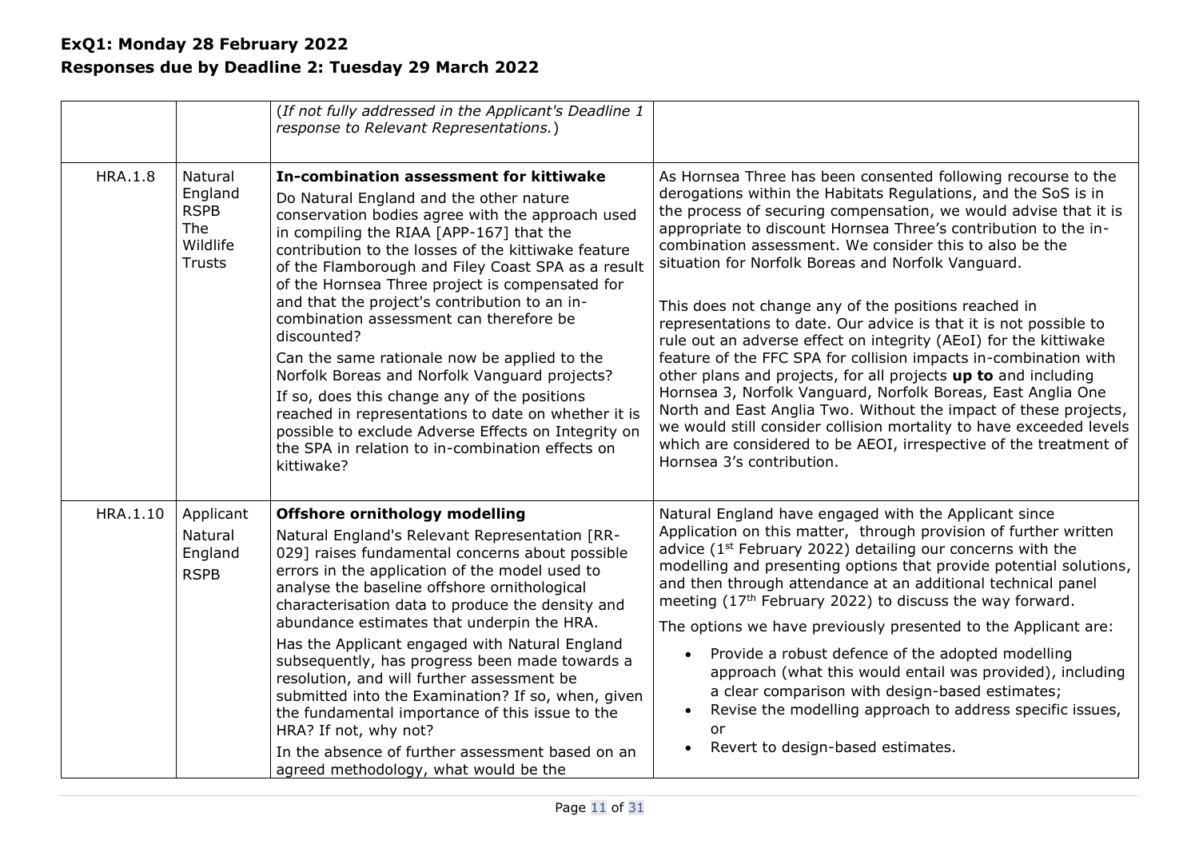**ExQ1: Monday 28 February 2022**
**Responses due by Deadline 2: Tuesday 29 March 2022**

| | | | |
|---|---|---|---|
| | | (*If not fully addressed in the Applicant's Deadline 1 response to Relevant Representations.*) | |
| HRA.1.8 | Natural England<br>RSPB<br>The Wildlife Trusts | **In-combination assessment for kittiwake**<br>Do Natural England and the other nature conservation bodies agree with the approach used in compiling the RIAA [APP-167] that the contribution to the losses of the kittiwake feature of the Flamborough and Filey Coast SPA as a result of the Hornsea Three project is compensated for and that the project's contribution to an in-combination assessment can therefore be discounted?<br>Can the same rationale now be applied to the Norfolk Boreas and Norfolk Vanguard projects?<br>If so, does this change any of the positions reached in representations to date on whether it is possible to exclude Adverse Effects on Integrity on the SPA in relation to in-combination effects on kittiwake? | As Hornsea Three has been consented following recourse to the derogations within the Habitats Regulations, and the SoS is in the process of securing compensation, we would advise that it is appropriate to discount Hornsea Three's contribution to the in-combination assessment. We consider this to also be the situation for Norfolk Boreas and Norfolk Vanguard.<br><br>This does not change any of the positions reached in representations to date. Our advice is that it is not possible to rule out an adverse effect on integrity (AEoI) for the kittiwake feature of the FFC SPA for collision impacts in-combination with other plans and projects, for all projects **up to** and including Hornsea 3, Norfolk Vanguard, Norfolk Boreas, East Anglia One North and East Anglia Two. Without the impact of these projects, we would still consider collision mortality to have exceeded levels which are considered to be AEOI, irrespective of the treatment of Hornsea 3's contribution. |
| HRA.1.10 | Applicant<br>Natural England<br>RSPB | **Offshore ornithology modelling**<br>Natural England's Relevant Representation [RR-029] raises fundamental concerns about possible errors in the application of the model used to analyse the baseline offshore ornithological characterisation data to produce the density and abundance estimates that underpin the HRA.<br>Has the Applicant engaged with Natural England subsequently, has progress been made towards a resolution, and will further assessment be submitted into the Examination? If so, when, given the fundamental importance of this issue to the HRA? If not, why not?<br>In the absence of further assessment based on an agreed methodology, what would be the | Natural England have engaged with the Applicant since Application on this matter, through provision of further written advice (1st February 2022) detailing our concerns with the modelling and presenting options that provide potential solutions, and then through attendance at an additional technical panel meeting (17th February 2022) to discuss the way forward.<br>The options we have previously presented to the Applicant are:<br>• Provide a robust defence of the adopted modelling approach (what this would entail was provided), including a clear comparison with design-based estimates;<br>• Revise the modelling approach to address specific issues, or<br>• Revert to design-based estimates. |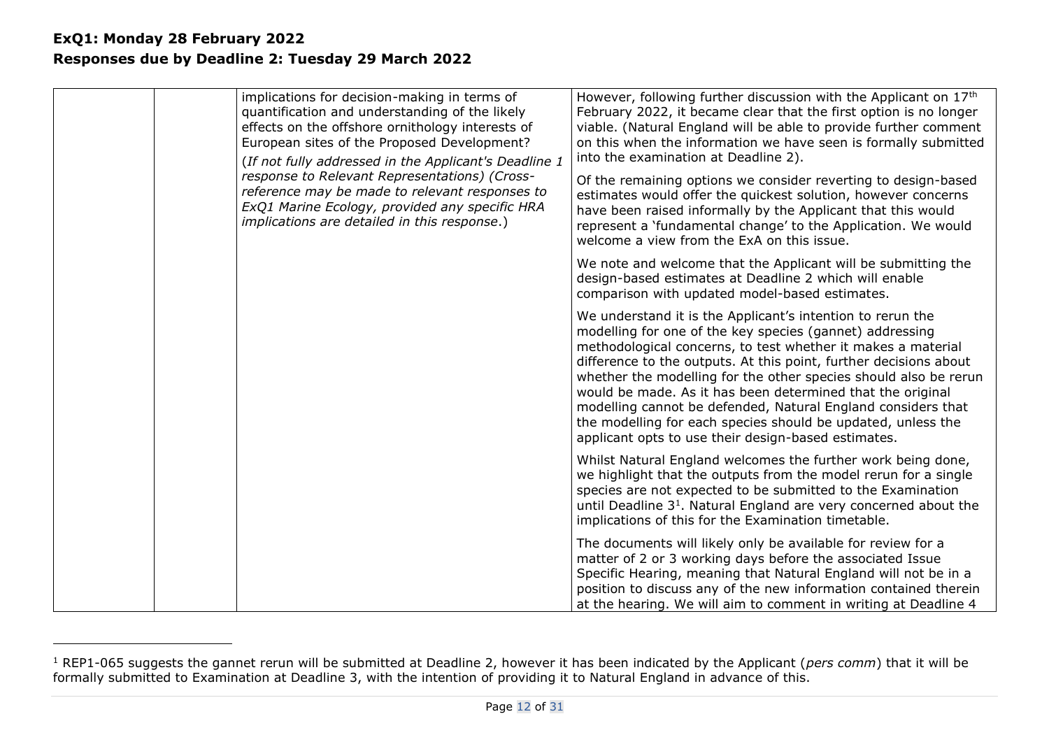**ExQ1: Monday 28 February 2022**
**Responses due by Deadline 2: Tuesday 29 March 2022**

| | | | |
|---|---|---|---|
| | | implications for decision-making in terms of quantification and understanding of the likely effects on the offshore ornithology interests of European sites of the Proposed Development?<br>(*If not fully addressed in the Applicant's Deadline 1 response to Relevant Representations) (Cross-reference may be made to relevant responses to ExQ1 Marine Ecology, provided any specific HRA implications are detailed in this response*.) | However, following further discussion with the Applicant on 17th February 2022, it became clear that the first option is no longer viable. (Natural England will be able to provide further comment on this when the information we have seen is formally submitted into the examination at Deadline 2).<br><br>Of the remaining options we consider reverting to design-based estimates would offer the quickest solution, however concerns have been raised informally by the Applicant that this would represent a 'fundamental change' to the Application. We would welcome a view from the ExA on this issue.<br><br>We note and welcome that the Applicant will be submitting the design-based estimates at Deadline 2 which will enable comparison with updated model-based estimates.<br><br>We understand it is the Applicant's intention to rerun the modelling for one of the key species (gannet) addressing methodological concerns, to test whether it makes a material difference to the outputs. At this point, further decisions about whether the modelling for the other species should also be rerun would be made. As it has been determined that the original modelling cannot be defended, Natural England considers that the modelling for each species should be updated, unless the applicant opts to use their design-based estimates.<br><br>Whilst Natural England welcomes the further work being done, we highlight that the outputs from the model rerun for a single species are not expected to be submitted to the Examination until Deadline 3[1]. Natural England are very concerned about the implications of this for the Examination timetable.<br><br>The documents will likely only be available for review for a matter of 2 or 3 working days before the associated Issue Specific Hearing, meaning that Natural England will not be in a position to discuss any of the new information contained therein at the hearing. We will aim to comment in writing at Deadline 4 |

[1] REP1-065 suggests the gannet rerun will be submitted at Deadline 2, however it has been indicated by the Applicant (*pers comm*) that it will be formally submitted to Examination at Deadline 3, with the intention of providing it to Natural England in advance of this.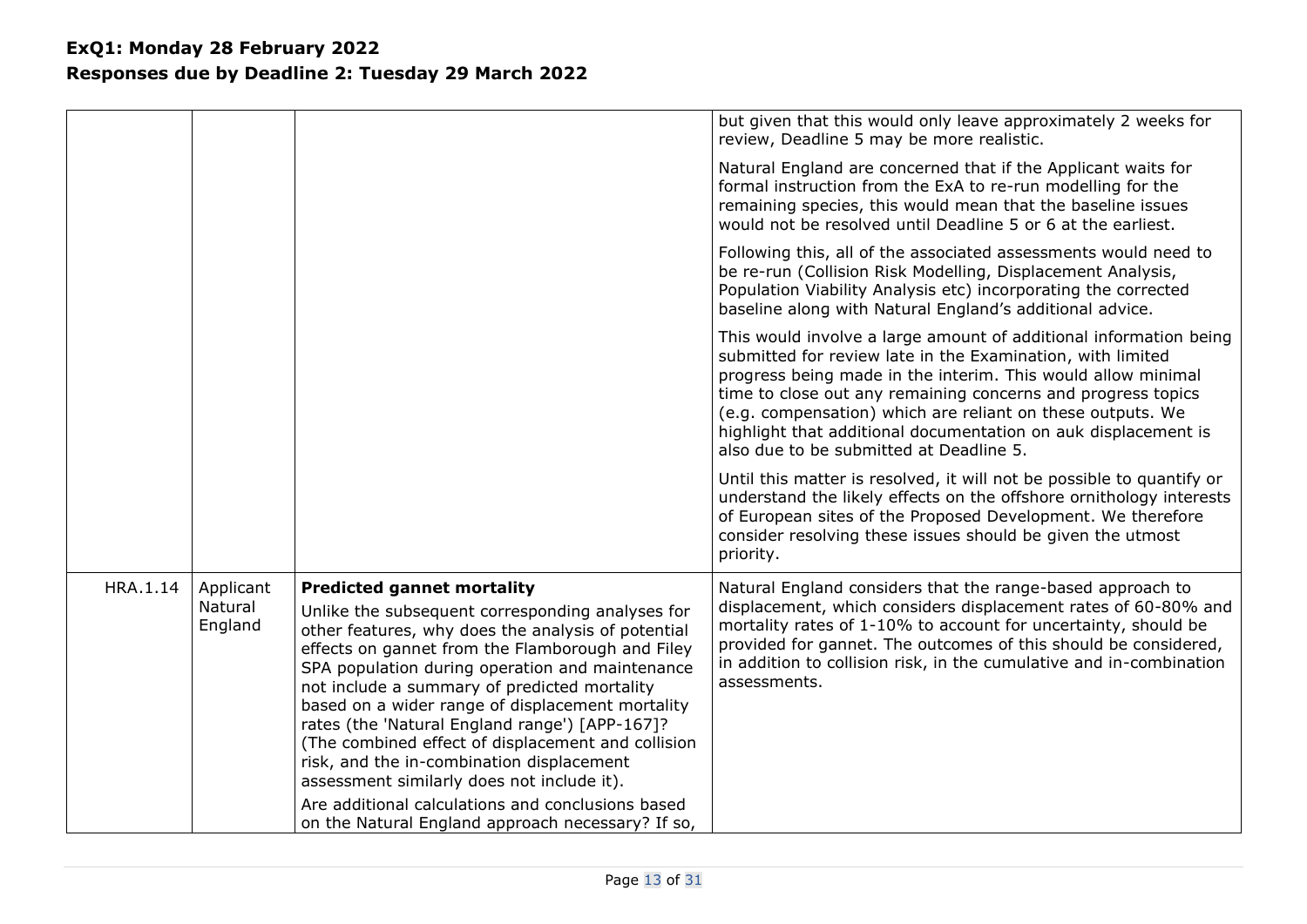**ExQ1: Monday 28 February 2022**
**Responses due by Deadline 2: Tuesday 29 March 2022**

| | | | |
|---|---|---|---|
| | | | but given that this would only leave approximately 2 weeks for review, Deadline 5 may be more realistic.<br><br>Natural England are concerned that if the Applicant waits for formal instruction from the ExA to re-run modelling for the remaining species, this would mean that the baseline issues would not be resolved until Deadline 5 or 6 at the earliest.<br><br>Following this, all of the associated assessments would need to be re-run (Collision Risk Modelling, Displacement Analysis, Population Viability Analysis etc) incorporating the corrected baseline along with Natural England's additional advice.<br><br>This would involve a large amount of additional information being submitted for review late in the Examination, with limited progress being made in the interim. This would allow minimal time to close out any remaining concerns and progress topics (e.g. compensation) which are reliant on these outputs. We highlight that additional documentation on auk displacement is also due to be submitted at Deadline 5.<br><br>Until this matter is resolved, it will not be possible to quantify or understand the likely effects on the offshore ornithology interests of European sites of the Proposed Development. We therefore consider resolving these issues should be given the utmost priority. |
| HRA.1.14 | Applicant<br>Natural England | **Predicted gannet mortality**<br><br>Unlike the subsequent corresponding analyses for other features, why does the analysis of potential effects on gannet from the Flamborough and Filey SPA population during operation and maintenance not include a summary of predicted mortality based on a wider range of displacement mortality rates (the 'Natural England range') [APP-167]? (The combined effect of displacement and collision risk, and the in-combination displacement assessment similarly does not include it).<br><br>Are additional calculations and conclusions based on the Natural England approach necessary? If so, | Natural England considers that the range-based approach to displacement, which considers displacement rates of 60-80% and mortality rates of 1-10% to account for uncertainty, should be provided for gannet. The outcomes of this should be considered, in addition to collision risk, in the cumulative and in-combination assessments. |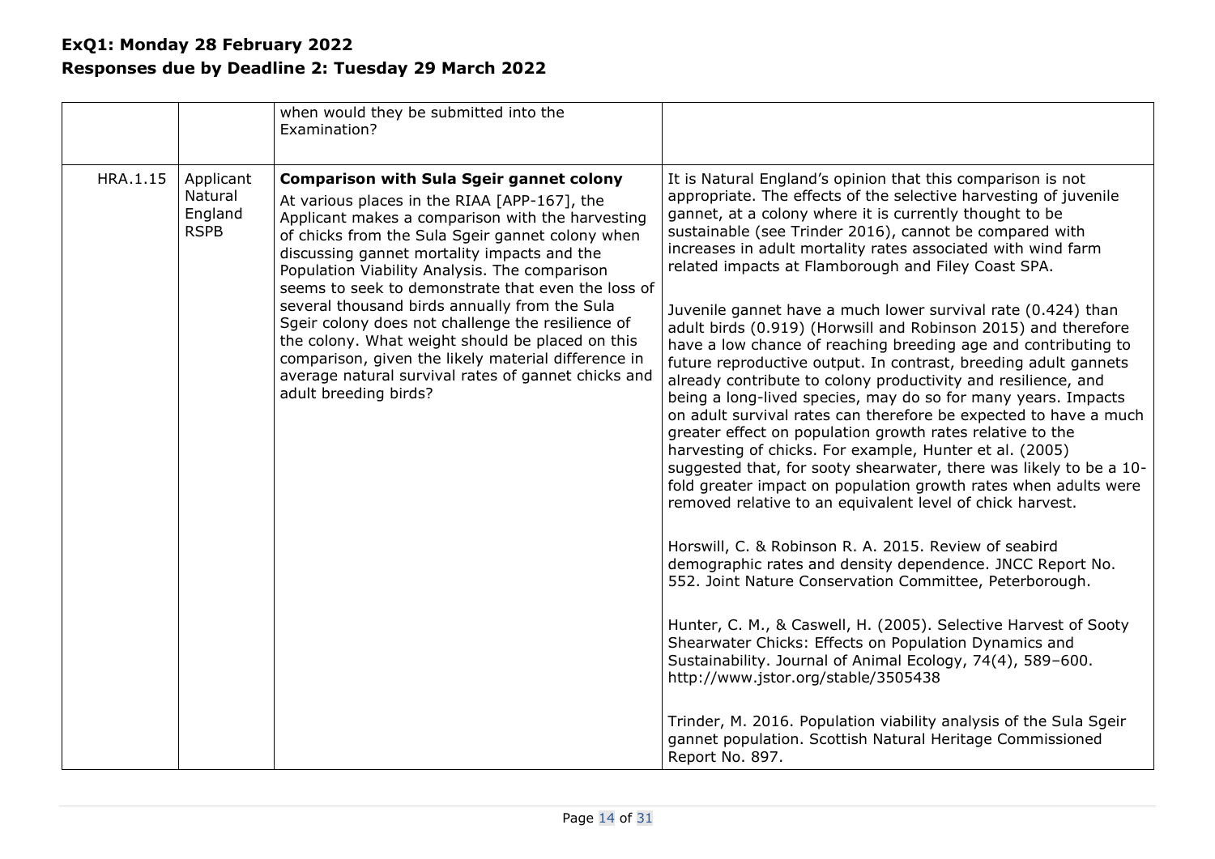# ExQ1: Monday 28 February 2022
# Responses due by Deadline 2: Tuesday 29 March 2022

| | | | |
|---|---|---|---|
| | | when would they be submitted into the Examination? | |
| HRA.1.15 | Applicant Natural England **RSPB** | **Comparison with Sula Sgeir gannet colony**<br><br>At various places in the RIAA [APP-167], the Applicant makes a comparison with the harvesting of chicks from the Sula Sgeir gannet colony when discussing gannet mortality impacts and the Population Viability Analysis. The comparison seems to seek to demonstrate that even the loss of several thousand birds annually from the Sula Sgeir colony does not challenge the resilience of the colony. What weight should be placed on this comparison, given the likely material difference in average natural survival rates of gannet chicks and adult breeding birds? | It is Natural England's opinion that this comparison is not appropriate. The effects of the selective harvesting of juvenile gannet, at a colony where it is currently thought to be sustainable (see Trinder 2016), cannot be compared with increases in adult mortality rates associated with wind farm related impacts at Flamborough and Filey Coast SPA.<br><br>Juvenile gannet have a much lower survival rate (0.424) than adult birds (0.919) (Horswill and Robinson 2015) and therefore have a low chance of reaching breeding age and contributing to future reproductive output. In contrast, breeding adult gannets already contribute to colony productivity and resilience, and being a long-lived species, may do so for many years. Impacts on adult survival rates can therefore be expected to have a much greater effect on population growth rates relative to the harvesting of chicks. For example, Hunter et al. (2005) suggested that, for sooty shearwater, there was likely to be a 10-fold greater impact on population growth rates when adults were removed relative to an equivalent level of chick harvest.<br><br>Horswill, C. & Robinson R. A. 2015. Review of seabird demographic rates and density dependence. JNCC Report No. 552. Joint Nature Conservation Committee, Peterborough.<br><br>Hunter, C. M., & Caswell, H. (2005). Selective Harvest of Sooty Shearwater Chicks: Effects on Population Dynamics and Sustainability. Journal of Animal Ecology, 74(4), 589–600. http://www.jstor.org/stable/3505438<br><br>Trinder, M. 2016. Population viability analysis of the Sula Sgeir gannet population. Scottish Natural Heritage Commissioned Report No. 897. |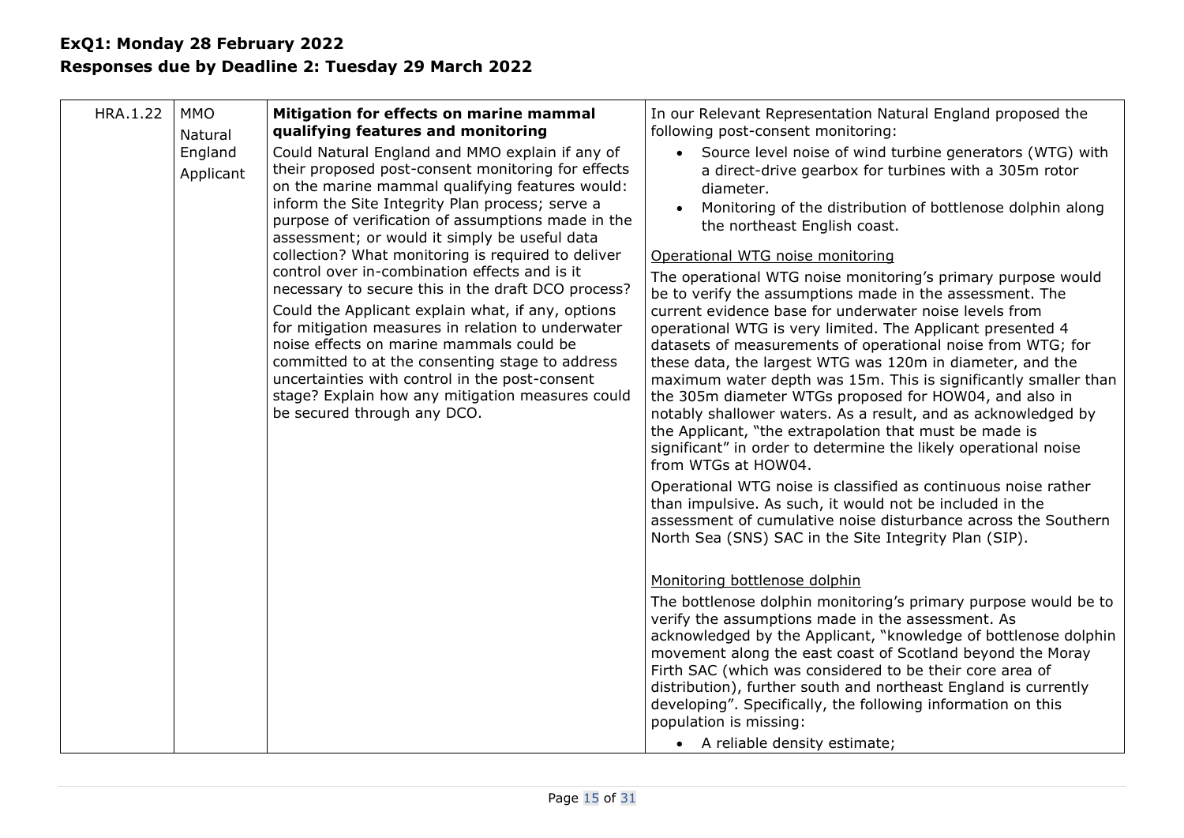**ExQ1: Monday 28 February 2022**
**Responses due by Deadline 2: Tuesday 29 March 2022**

| | | | |
|---|---|---|---|
| HRA.1.22 | MMO<br>Natural England<br>Applicant | **Mitigation for effects on marine mammal qualifying features and monitoring**<br>Could Natural England and MMO explain if any of their proposed post-consent monitoring for effects on the marine mammal qualifying features would: inform the Site Integrity Plan process; serve a purpose of verification of assumptions made in the assessment; or would it simply be useful data collection? What monitoring is required to deliver control over in-combination effects and is it necessary to secure this in the draft DCO process?<br>Could the Applicant explain what, if any, options for mitigation measures in relation to underwater noise effects on marine mammals could be committed to at the consenting stage to address uncertainties with control in the post-consent stage? Explain how any mitigation measures could be secured through any DCO. | In our Relevant Representation Natural England proposed the following post-consent monitoring:<br>• Source level noise of wind turbine generators (WTG) with a direct-drive gearbox for turbines with a 305m rotor diameter.<br>• Monitoring of the distribution of bottlenose dolphin along the northeast English coast.<br><br>Operational WTG noise monitoring<br>The operational WTG noise monitoring's primary purpose would be to verify the assumptions made in the assessment. The current evidence base for underwater noise levels from operational WTG is very limited. The Applicant presented 4 datasets of measurements of operational noise from WTG; for these data, the largest WTG was 120m in diameter, and the maximum water depth was 15m. This is significantly smaller than the 305m diameter WTGs proposed for HOW04, and also in notably shallower waters. As a result, and as acknowledged by the Applicant, "the extrapolation that must be made is significant" in order to determine the likely operational noise from WTGs at HOW04.<br>Operational WTG noise is classified as continuous noise rather than impulsive. As such, it would not be included in the assessment of cumulative noise disturbance across the Southern North Sea (SNS) SAC in the Site Integrity Plan (SIP).<br><br>Monitoring bottlenose dolphin<br>The bottlenose dolphin monitoring's primary purpose would be to verify the assumptions made in the assessment. As acknowledged by the Applicant, "knowledge of bottlenose dolphin movement along the east coast of Scotland beyond the Moray Firth SAC (which was considered to be their core area of distribution), further south and northeast England is currently developing". Specifically, the following information on this population is missing:<br>• A reliable density estimate; |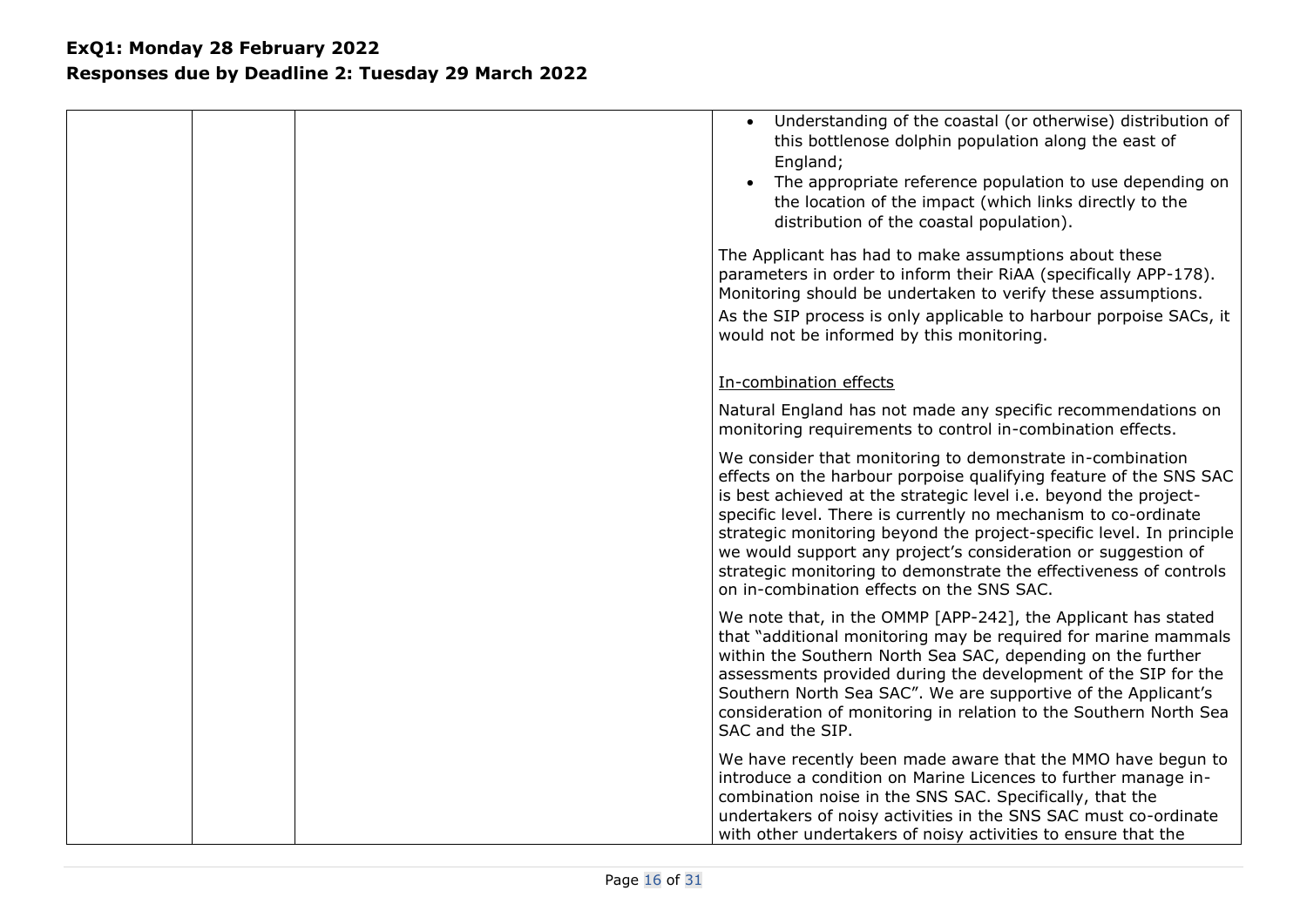| | | | • Understanding of the coastal (or otherwise) distribution of this bottlenose dolphin population along the east of England;<br>• The appropriate reference population to use depending on the location of the impact (which links directly to the distribution of the coastal population).<br><br>The Applicant has had to make assumptions about these parameters in order to inform their RiAA (specifically APP-178). Monitoring should be undertaken to verify these assumptions.<br>As the SIP process is only applicable to harbour porpoise SACs, it would not be informed by this monitoring.<br><br>In-combination effects<br><br>Natural England has not made any specific recommendations on monitoring requirements to control in-combination effects.<br><br>We consider that monitoring to demonstrate in-combination effects on the harbour porpoise qualifying feature of the SNS SAC is best achieved at the strategic level i.e. beyond the project-specific level. There is currently no mechanism to co-ordinate strategic monitoring beyond the project-specific level. In principle we would support any project's consideration or suggestion of strategic monitoring to demonstrate the effectiveness of controls on in-combination effects on the SNS SAC.<br><br>We note that, in the OMMP [APP-242], the Applicant has stated that "additional monitoring may be required for marine mammals within the Southern North Sea SAC, depending on the further assessments provided during the development of the SIP for the Southern North Sea SAC". We are supportive of the Applicant's consideration of monitoring in relation to the Southern North Sea SAC and the SIP.<br><br>We have recently been made aware that the MMO have begun to introduce a condition on Marine Licences to further manage in-combination noise in the SNS SAC. Specifically, that the undertakers of noisy activities in the SNS SAC must co-ordinate with other undertakers of noisy activities to ensure that the |
|---|---|---|---|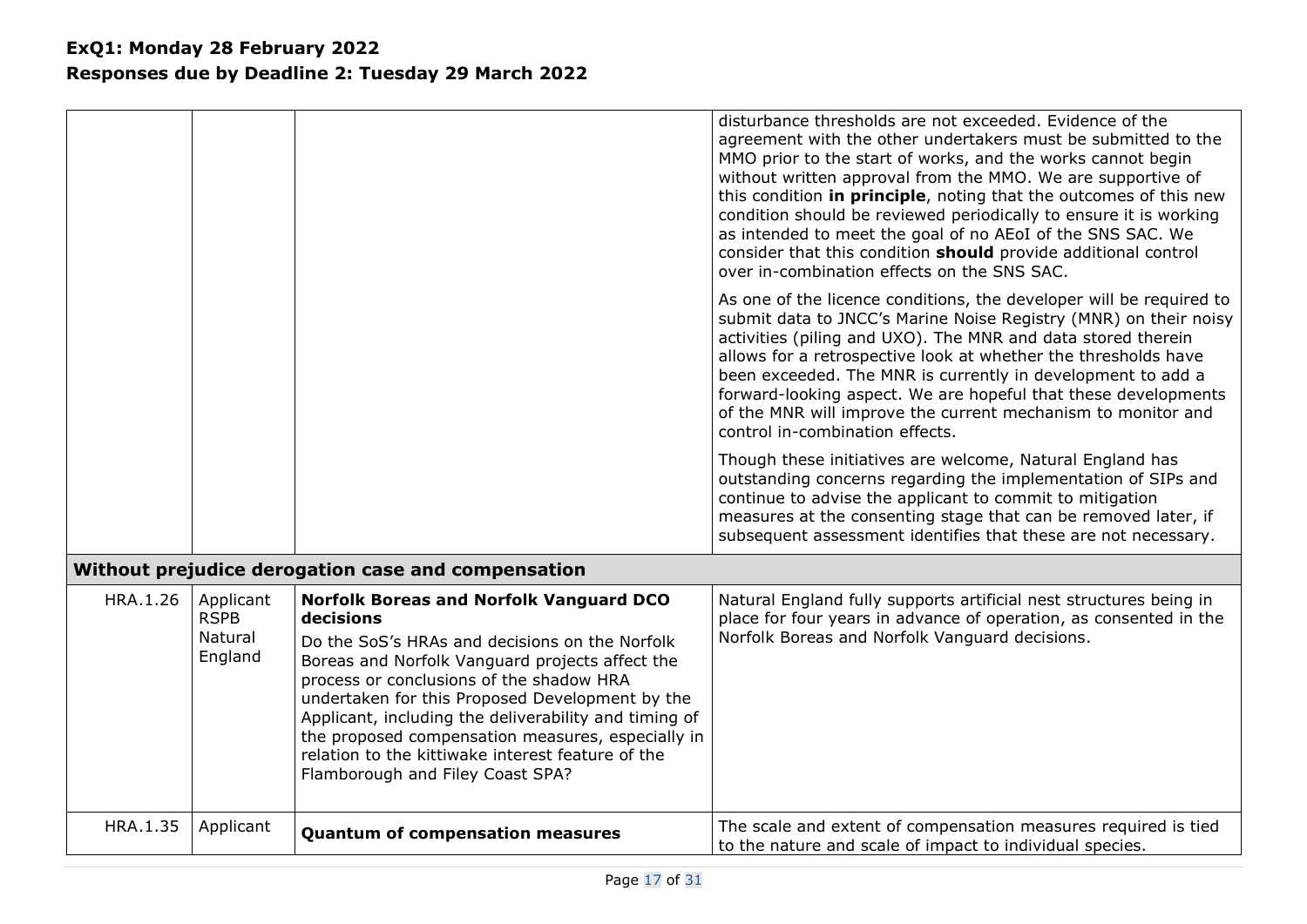| | | | |
|---|---|---|---|
| | | | disturbance thresholds are not exceeded. Evidence of the agreement with the other undertakers must be submitted to the MMO prior to the start of works, and the works cannot begin without written approval from the MMO. We are supportive of this condition **in principle**, noting that the outcomes of this new condition should be reviewed periodically to ensure it is working as intended to meet the goal of no AEoI of the SNS SAC. We consider that this condition **should** provide additional control over in-combination effects on the SNS SAC.<br><br>As one of the licence conditions, the developer will be required to submit data to JNCC's Marine Noise Registry (MNR) on their noisy activities (piling and UXO). The MNR and data stored therein allows for a retrospective look at whether the thresholds have been exceeded. The MNR is currently in development to add a forward-looking aspect. We are hopeful that these developments of the MNR will improve the current mechanism to monitor and control in-combination effects.<br><br>Though these initiatives are welcome, Natural England has outstanding concerns regarding the implementation of SIPs and continue to advise the applicant to commit to mitigation measures at the consenting stage that can be removed later, if subsequent assessment identifies that these are not necessary. |
| **Without prejudice derogation case and compensation** | | | |
| HRA.1.26 | Applicant<br>RSPB<br>Natural England | **Norfolk Boreas and Norfolk Vanguard DCO decisions**<br><br>Do the SoS's HRAs and decisions on the Norfolk Boreas and Norfolk Vanguard projects affect the process or conclusions of the shadow HRA undertaken for this Proposed Development by the Applicant, including the deliverability and timing of the proposed compensation measures, especially in relation to the kittiwake interest feature of the Flamborough and Filey Coast SPA? | Natural England fully supports artificial nest structures being in place for four years in advance of operation, as consented in the Norfolk Boreas and Norfolk Vanguard decisions. |
| HRA.1.35 | Applicant | **Quantum of compensation measures** | The scale and extent of compensation measures required is tied to the nature and scale of impact to individual species. |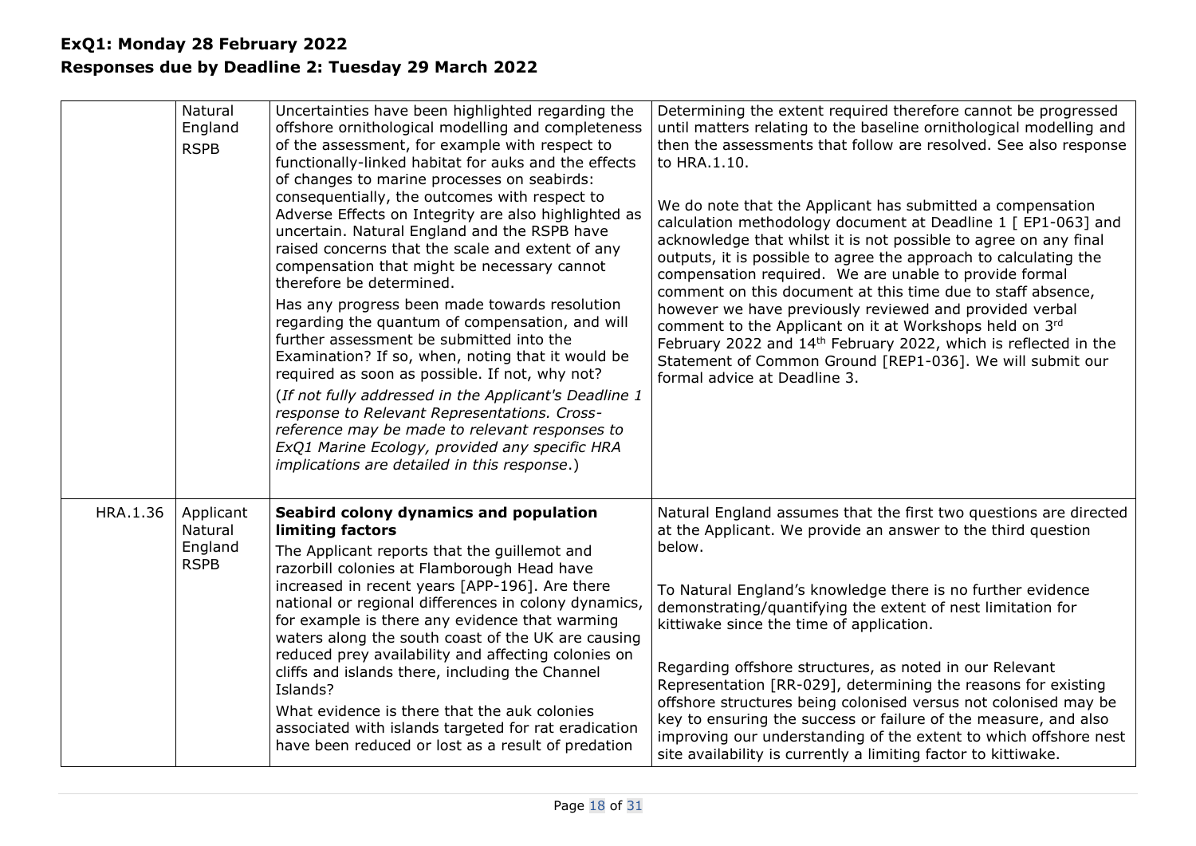**ExQ1: Monday 28 February 2022**
**Responses due by Deadline 2: Tuesday 29 March 2022**

| | | | |
|---|---|---|---|
| | Natural England<br>RSPB | Uncertainties have been highlighted regarding the offshore ornithological modelling and completeness of the assessment, for example with respect to functionally-linked habitat for auks and the effects of changes to marine processes on seabirds: consequentially, the outcomes with respect to Adverse Effects on Integrity are also highlighted as uncertain. Natural England and the RSPB have raised concerns that the scale and extent of any compensation that might be necessary cannot therefore be determined.<br>Has any progress been made towards resolution regarding the quantum of compensation, and will further assessment be submitted into the Examination? If so, when, noting that it would be required as soon as possible. If not, why not?<br>(*If not fully addressed in the Applicant's Deadline 1 response to Relevant Representations. Cross-reference may be made to relevant responses to ExQ1 Marine Ecology, provided any specific HRA implications are detailed in this response*.) | Determining the extent required therefore cannot be progressed until matters relating to the baseline ornithological modelling and then the assessments that follow are resolved. See also response to HRA.1.10.<br><br>We do note that the Applicant has submitted a compensation calculation methodology document at Deadline 1 [ EP1-063] and acknowledge that whilst it is not possible to agree on any final outputs, it is possible to agree the approach to calculating the compensation required. We are unable to provide formal comment on this document at this time due to staff absence, however we have previously reviewed and provided verbal comment to the Applicant on it at Workshops held on 3rd February 2022 and 14th February 2022, which is reflected in the Statement of Common Ground [REP1-036]. We will submit our formal advice at Deadline 3. |
| HRA.1.36 | Applicant<br>Natural England<br>RSPB | **Seabird colony dynamics and population limiting factors**<br>The Applicant reports that the guillemot and razorbill colonies at Flamborough Head have increased in recent years [APP-196]. Are there national or regional differences in colony dynamics, for example is there any evidence that warming waters along the south coast of the UK are causing reduced prey availability and affecting colonies on cliffs and islands there, including the Channel Islands?<br>What evidence is there that the auk colonies associated with islands targeted for rat eradication have been reduced or lost as a result of predation | Natural England assumes that the first two questions are directed at the Applicant. We provide an answer to the third question below.<br><br>To Natural England's knowledge there is no further evidence demonstrating/quantifying the extent of nest limitation for kittiwake since the time of application.<br><br>Regarding offshore structures, as noted in our Relevant Representation [RR-029], determining the reasons for existing offshore structures being colonised versus not colonised may be key to ensuring the success or failure of the measure, and also improving our understanding of the extent to which offshore nest site availability is currently a limiting factor to kittiwake. |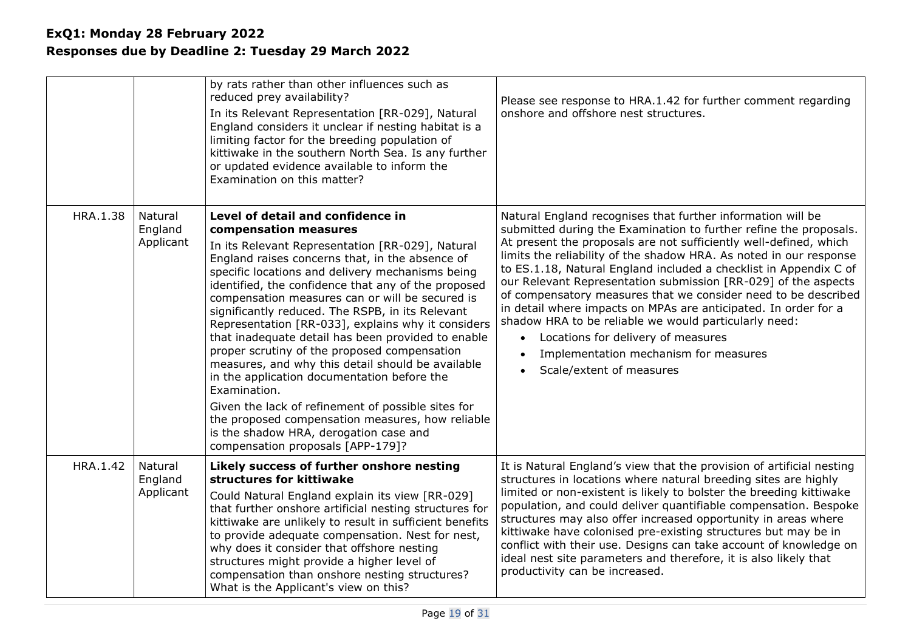| | | by rats rather than other influences such as reduced prey availability?<br>In its Relevant Representation [RR-029], Natural England considers it unclear if nesting habitat is a limiting factor for the breeding population of kittiwake in the southern North Sea. Is any further or updated evidence available to inform the Examination on this matter? | Please see response to HRA.1.42 for further comment regarding onshore and offshore nest structures. |
|---|---|---|---|
| HRA.1.38 | Natural England<br>Applicant | **Level of detail and confidence in compensation measures**<br>In its Relevant Representation [RR-029], Natural England raises concerns that, in the absence of specific locations and delivery mechanisms being identified, the confidence that any of the proposed compensation measures can or will be secured is significantly reduced. The RSPB, in its Relevant Representation [RR-033], explains why it considers that inadequate detail has been provided to enable proper scrutiny of the proposed compensation measures, and why this detail should be available in the application documentation before the Examination.<br>Given the lack of refinement of possible sites for the proposed compensation measures, how reliable is the shadow HRA, derogation case and compensation proposals [APP-179]? | Natural England recognises that further information will be submitted during the Examination to further refine the proposals. At present the proposals are not sufficiently well-defined, which limits the reliability of the shadow HRA. As noted in our response to ES.1.18, Natural England included a checklist in Appendix C of our Relevant Representation submission [RR-029] of the aspects of compensatory measures that we consider need to be described in detail where impacts on MPAs are anticipated. In order for a shadow HRA to be reliable we would particularly need:<br>• Locations for delivery of measures<br>• Implementation mechanism for measures<br>• Scale/extent of measures |
| HRA.1.42 | Natural England<br>Applicant | **Likely success of further onshore nesting structures for kittiwake**<br>Could Natural England explain its view [RR-029] that further onshore artificial nesting structures for kittiwake are unlikely to result in sufficient benefits to provide adequate compensation. Nest for nest, why does it consider that offshore nesting structures might provide a higher level of compensation than onshore nesting structures? What is the Applicant's view on this? | It is Natural England's view that the provision of artificial nesting structures in locations where natural breeding sites are highly limited or non-existent is likely to bolster the breeding kittiwake population, and could deliver quantifiable compensation. Bespoke structures may also offer increased opportunity in areas where kittiwake have colonised pre-existing structures but may be in conflict with their use. Designs can take account of knowledge on ideal nest site parameters and therefore, it is also likely that productivity can be increased. |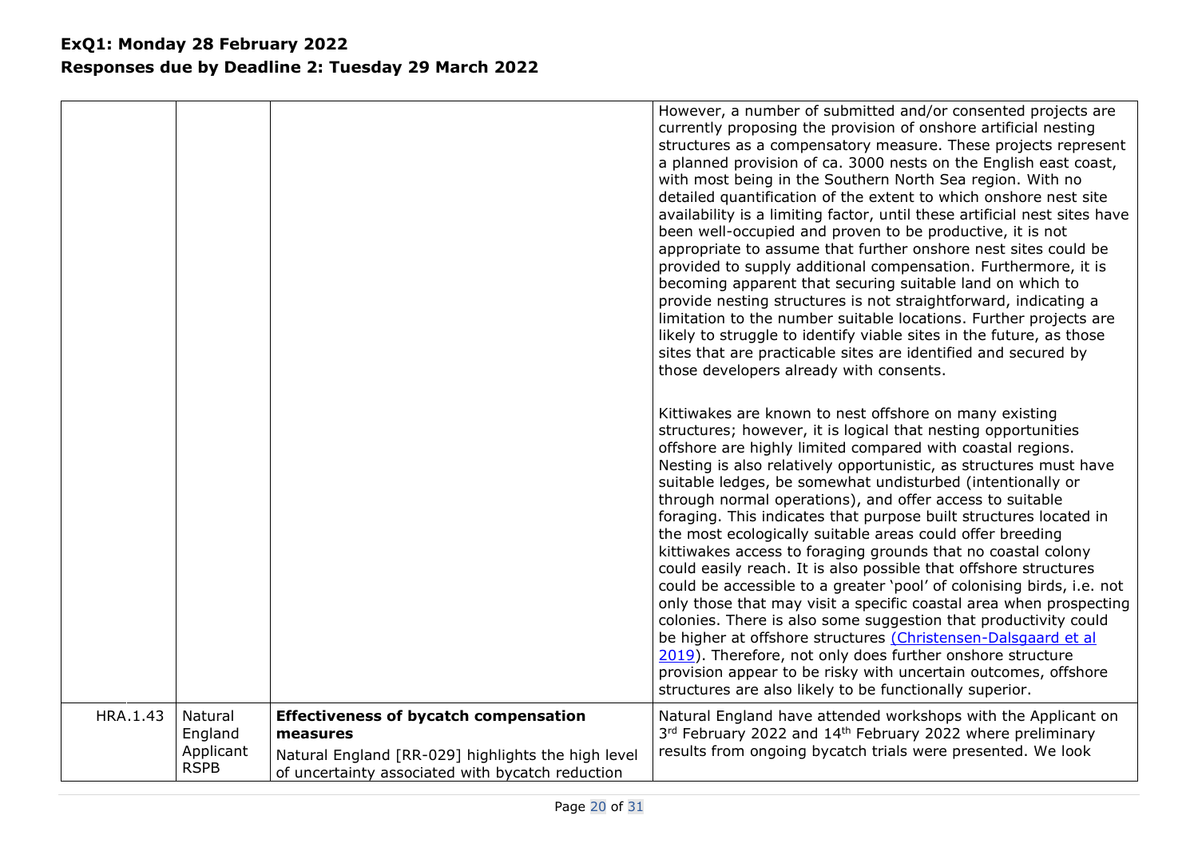**ExQ1: Monday 28 February 2022**
**Responses due by Deadline 2: Tuesday 29 March 2022**

| | | | |
|---|---|---|---|
| | | | However, a number of submitted and/or consented projects are currently proposing the provision of onshore artificial nesting structures as a compensatory measure. These projects represent a planned provision of ca. 3000 nests on the English east coast, with most being in the Southern North Sea region. With no detailed quantification of the extent to which onshore nest site availability is a limiting factor, until these artificial nest sites have been well-occupied and proven to be productive, it is not appropriate to assume that further onshore nest sites could be provided to supply additional compensation. Furthermore, it is becoming apparent that securing suitable land on which to provide nesting structures is not straightforward, indicating a limitation to the number suitable locations. Further projects are likely to struggle to identify viable sites in the future, as those sites that are practicable sites are identified and secured by those developers already with consents.<br><br>Kittiwakes are known to nest offshore on many existing structures; however, it is logical that nesting opportunities offshore are highly limited compared with coastal regions. Nesting is also relatively opportunistic, as structures must have suitable ledges, be somewhat undisturbed (intentionally or through normal operations), and offer access to suitable foraging. This indicates that purpose built structures located in the most ecologically suitable areas could offer breeding kittiwakes access to foraging grounds that no coastal colony could easily reach. It is also possible that offshore structures could be accessible to a greater 'pool' of colonising birds, i.e. not only those that may visit a specific coastal area when prospecting colonies. There is also some suggestion that productivity could be higher at offshore structures (Christensen-Dalsgaard et al 2019). Therefore, not only does further onshore structure provision appear to be risky with uncertain outcomes, offshore structures are also likely to be functionally superior. |
| HRA.1.43 | Natural England<br>Applicant<br>RSPB | **Effectiveness of bycatch compensation measures**<br>Natural England [RR-029] highlights the high level of uncertainty associated with bycatch reduction | Natural England have attended workshops with the Applicant on 3rd February 2022 and 14th February 2022 where preliminary results from ongoing bycatch trials were presented. We look |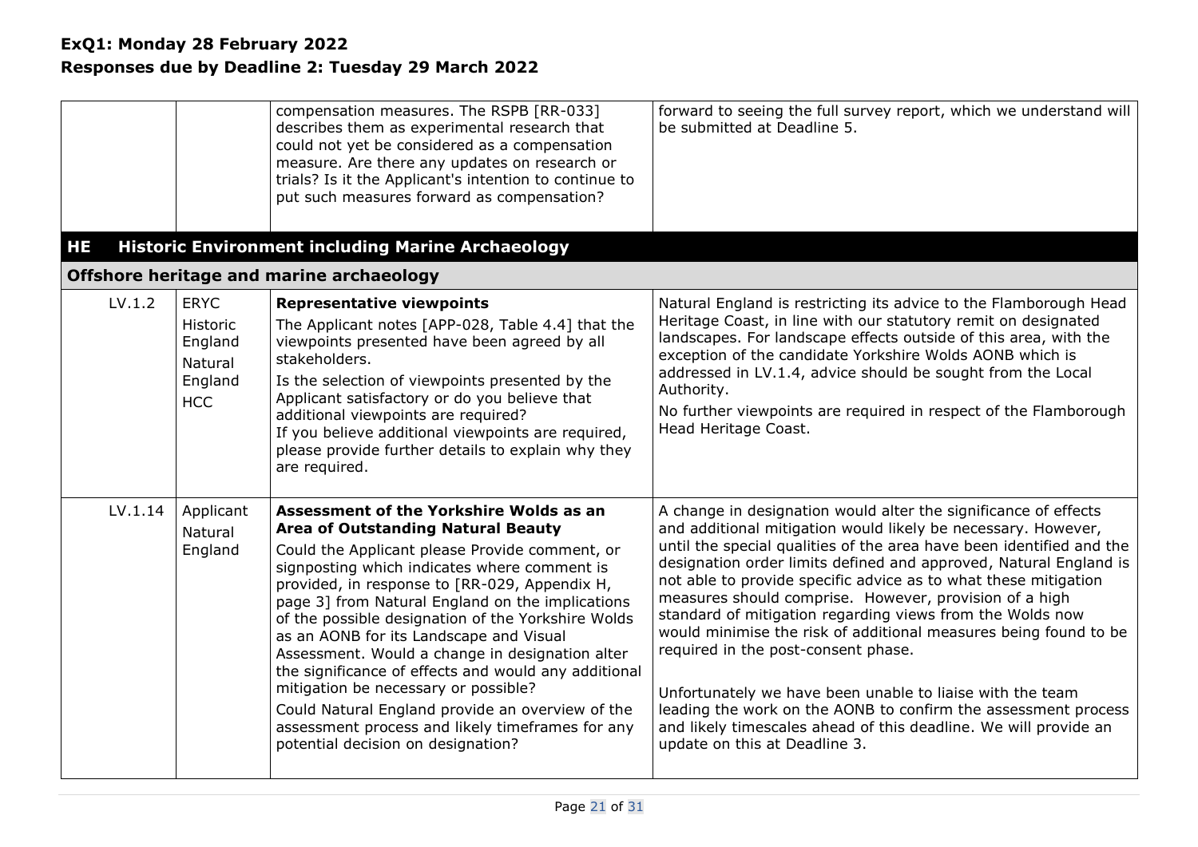| | | | |
|---|---|---|---|
| | | compensation measures. The RSPB [RR-033] describes them as experimental research that could not yet be considered as a compensation measure. Are there any updates on research or trials? Is it the Applicant's intention to continue to put such measures forward as compensation? | forward to seeing the full survey report, which we understand will be submitted at Deadline 5. |
| **HE** | **Historic Environment including Marine Archaeology** | | |
| **Offshore heritage and marine archaeology** | | | |
| LV.1.2 | ERYC<br>Historic England<br>Natural England<br>HCC | **Representative viewpoints**<br>The Applicant notes [APP-028, Table 4.4] that the viewpoints presented have been agreed by all stakeholders.<br>Is the selection of viewpoints presented by the Applicant satisfactory or do you believe that additional viewpoints are required?<br>If you believe additional viewpoints are required, please provide further details to explain why they are required. | Natural England is restricting its advice to the Flamborough Head Heritage Coast, in line with our statutory remit on designated landscapes. For landscape effects outside of this area, with the exception of the candidate Yorkshire Wolds AONB which is addressed in LV.1.4, advice should be sought from the Local Authority.<br>No further viewpoints are required in respect of the Flamborough Head Heritage Coast. |
| LV.1.14 | Applicant<br>Natural England | **Assessment of the Yorkshire Wolds as an Area of Outstanding Natural Beauty**<br>Could the Applicant please Provide comment, or signposting which indicates where comment is provided, in response to [RR-029, Appendix H, page 3] from Natural England on the implications of the possible designation of the Yorkshire Wolds as an AONB for its Landscape and Visual Assessment. Would a change in designation alter the significance of effects and would any additional mitigation be necessary or possible?<br>Could Natural England provide an overview of the assessment process and likely timeframes for any potential decision on designation? | A change in designation would alter the significance of effects and additional mitigation would likely be necessary. However, until the special qualities of the area have been identified and the designation order limits defined and approved, Natural England is not able to provide specific advice as to what these mitigation measures should comprise. However, provision of a high standard of mitigation regarding views from the Wolds now would minimise the risk of additional measures being found to be required in the post-consent phase.<br><br>Unfortunately we have been unable to liaise with the team leading the work on the AONB to confirm the assessment process and likely timescales ahead of this deadline. We will provide an update on this at Deadline 3. |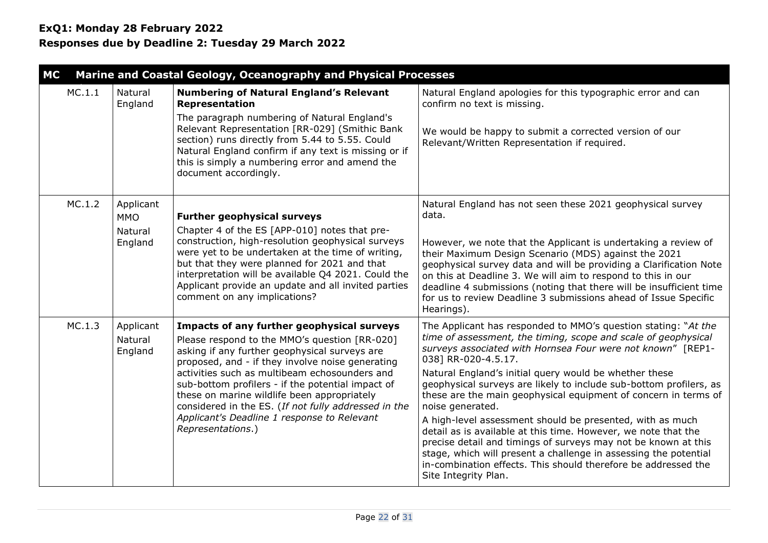**ExQ1: Monday 28 February 2022**
**Responses due by Deadline 2: Tuesday 29 March 2022**

| MC | Marine and Coastal Geology, Oceanography and Physical Processes | | |
|---|---|---|---|
| MC.1.1 | Natural England | **Numbering of Natural England's Relevant Representation**<br>The paragraph numbering of Natural England's Relevant Representation [RR-029] (Smithic Bank section) runs directly from 5.44 to 5.55. Could Natural England confirm if any text is missing or if this is simply a numbering error and amend the document accordingly. | Natural England apologies for this typographic error and can confirm no text is missing.<br><br>We would be happy to submit a corrected version of our Relevant/Written Representation if required. |
| MC.1.2 | Applicant<br>MMO<br>Natural England | **Further geophysical surveys**<br>Chapter 4 of the ES [APP-010] notes that pre-construction, high-resolution geophysical surveys were yet to be undertaken at the time of writing, but that they were planned for 2021 and that interpretation will be available Q4 2021. Could the Applicant provide an update and all invited parties comment on any implications? | Natural England has not seen these 2021 geophysical survey data.<br><br>However, we note that the Applicant is undertaking a review of their Maximum Design Scenario (MDS) against the 2021 geophysical survey data and will be providing a Clarification Note on this at Deadline 3. We will aim to respond to this in our deadline 4 submissions (noting that there will be insufficient time for us to review Deadline 3 submissions ahead of Issue Specific Hearings). |
| MC.1.3 | Applicant<br>Natural England | **Impacts of any further geophysical surveys**<br>Please respond to the MMO's question [RR-020] asking if any further geophysical surveys are proposed, and - if they involve noise generating activities such as multibeam echosounders and sub-bottom profilers - if the potential impact of these on marine wildlife been appropriately considered in the ES. (*If not fully addressed in the Applicant's Deadline 1 response to Relevant Representations*.) | The Applicant has responded to MMO's question stating: "*At the time of assessment, the timing, scope and scale of geophysical surveys associated with Hornsea Four were not known*" [REP1-038] RR-020-4.5.17.<br><br>Natural England's initial query would be whether these geophysical surveys are likely to include sub-bottom profilers, as these are the main geophysical equipment of concern in terms of noise generated.<br><br>A high-level assessment should be presented, with as much detail as is available at this time. However, we note that the precise detail and timings of surveys may not be known at this stage, which will present a challenge in assessing the potential in-combination effects. This should therefore be addressed the Site Integrity Plan. |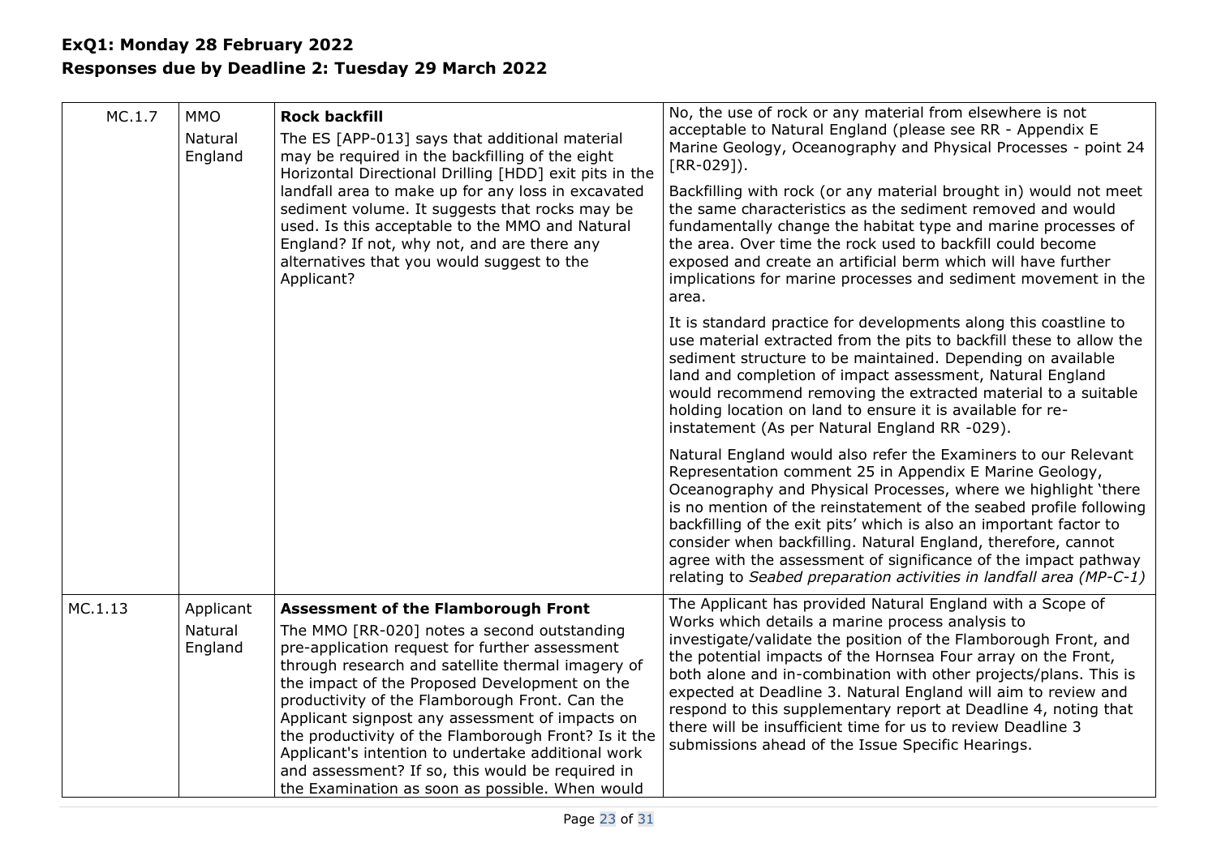**ExQ1: Monday 28 February 2022**
**Responses due by Deadline 2: Tuesday 29 March 2022**

| | | | |
|---|---|---|---|
| MC.1.7 | MMO<br>Natural England | **Rock backfill**<br>The ES [APP-013] says that additional material may be required in the backfilling of the eight Horizontal Directional Drilling [HDD] exit pits in the landfall area to make up for any loss in excavated sediment volume. It suggests that rocks may be used. Is this acceptable to the MMO and Natural England? If not, why not, and are there any alternatives that you would suggest to the Applicant? | No, the use of rock or any material from elsewhere is not acceptable to Natural England (please see RR - Appendix E Marine Geology, Oceanography and Physical Processes - point 24 [RR-029]).<br><br>Backfilling with rock (or any material brought in) would not meet the same characteristics as the sediment removed and would fundamentally change the habitat type and marine processes of the area. Over time the rock used to backfill could become exposed and create an artificial berm which will have further implications for marine processes and sediment movement in the area.<br><br>It is standard practice for developments along this coastline to use material extracted from the pits to backfill these to allow the sediment structure to be maintained. Depending on available land and completion of impact assessment, Natural England would recommend removing the extracted material to a suitable holding location on land to ensure it is available for re-instatement (As per Natural England RR -029).<br><br>Natural England would also refer the Examiners to our Relevant Representation comment 25 in Appendix E Marine Geology, Oceanography and Physical Processes, where we highlight 'there is no mention of the reinstatement of the seabed profile following backfilling of the exit pits' which is also an important factor to consider when backfilling. Natural England, therefore, cannot agree with the assessment of significance of the impact pathway relating to *Seabed preparation activities in landfall area (MP-C-1)* |
| MC.1.13 | Applicant<br>Natural England | **Assessment of the Flamborough Front**<br>The MMO [RR-020] notes a second outstanding pre-application request for further assessment through research and satellite thermal imagery of the impact of the Proposed Development on the productivity of the Flamborough Front. Can the Applicant signpost any assessment of impacts on the productivity of the Flamborough Front? Is it the Applicant's intention to undertake additional work and assessment? If so, this would be required in the Examination as soon as possible. When would | The Applicant has provided Natural England with a Scope of Works which details a marine process analysis to investigate/validate the position of the Flamborough Front, and the potential impacts of the Hornsea Four array on the Front, both alone and in-combination with other projects/plans. This is expected at Deadline 3. Natural England will aim to review and respond to this supplementary report at Deadline 4, noting that there will be insufficient time for us to review Deadline 3 submissions ahead of the Issue Specific Hearings. |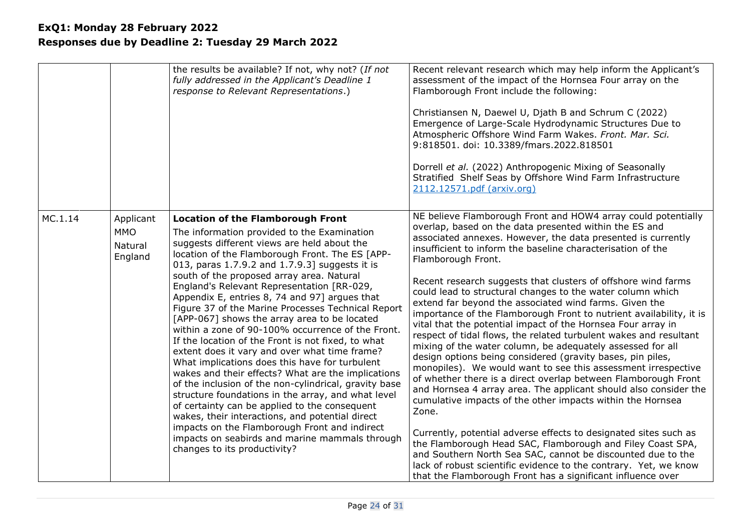**ExQ1: Monday 28 February 2022**
**Responses due by Deadline 2: Tuesday 29 March 2022**

| | | | |
|---|---|---|---|
| | | the results be available? If not, why not? (*If not fully addressed in the Applicant's Deadline 1 response to Relevant Representations*.) | Recent relevant research which may help inform the Applicant's assessment of the impact of the Hornsea Four array on the Flamborough Front include the following:<br><br>Christiansen N, Daewel U, Djath B and Schrum C (2022) Emergence of Large-Scale Hydrodynamic Structures Due to Atmospheric Offshore Wind Farm Wakes. *Front. Mar. Sci.* 9:818501. doi: 10.3389/fmars.2022.818501<br><br>Dorrell *et al.* (2022) Anthropogenic Mixing of Seasonally Stratified Shelf Seas by Offshore Wind Farm Infrastructure [2112.12571.pdf (arxiv.org)](2112.12571.pdf (arxiv.org)) |
| MC.1.14 | Applicant<br>MMO<br>Natural England | **Location of the Flamborough Front**<br>The information provided to the Examination suggests different views are held about the location of the Flamborough Front. The ES [APP-013, paras 1.7.9.2 and 1.7.9.3] suggests it is south of the proposed array area. Natural England's Relevant Representation [RR-029, Appendix E, entries 8, 74 and 97] argues that Figure 37 of the Marine Processes Technical Report [APP-067] shows the array area to be located within a zone of 90-100% occurrence of the Front. If the location of the Front is not fixed, to what extent does it vary and over what time frame? What implications does this have for turbulent wakes and their effects? What are the implications of the inclusion of the non-cylindrical, gravity base structure foundations in the array, and what level of certainty can be applied to the consequent wakes, their interactions, and potential direct impacts on the Flamborough Front and indirect impacts on seabirds and marine mammals through changes to its productivity? | NE believe Flamborough Front and HOW4 array could potentially overlap, based on the data presented within the ES and associated annexes. However, the data presented is currently insufficient to inform the baseline characterisation of the Flamborough Front.<br><br>Recent research suggests that clusters of offshore wind farms could lead to structural changes to the water column which extend far beyond the associated wind farms. Given the importance of the Flamborough Front to nutrient availability, it is vital that the potential impact of the Hornsea Four array in respect of tidal flows, the related turbulent wakes and resultant mixing of the water column, be adequately assessed for all design options being considered (gravity bases, pin piles, monopiles). We would want to see this assessment irrespective of whether there is a direct overlap between Flamborough Front and Hornsea 4 array area. The applicant should also consider the cumulative impacts of the other impacts within the Hornsea Zone.<br><br>Currently, potential adverse effects to designated sites such as the Flamborough Head SAC, Flamborough and Filey Coast SPA, and Southern North Sea SAC, cannot be discounted due to the lack of robust scientific evidence to the contrary. Yet, we know that the Flamborough Front has a significant influence over |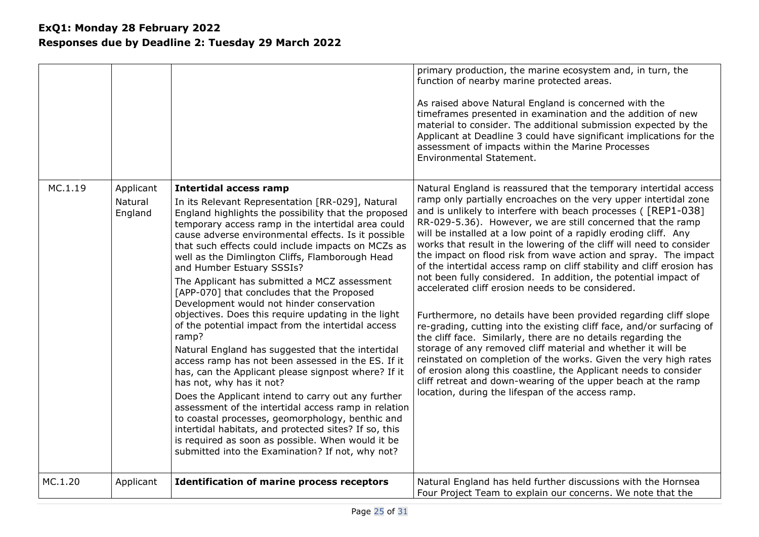**ExQ1: Monday 28 February 2022**
**Responses due by Deadline 2: Tuesday 29 March 2022**

| | | | |
|---|---|---|---|
| | | | primary production, the marine ecosystem and, in turn, the function of nearby marine protected areas.<br><br>As raised above Natural England is concerned with the timeframes presented in examination and the addition of new material to consider. The additional submission expected by the Applicant at Deadline 3 could have significant implications for the assessment of impacts within the Marine Processes Environmental Statement. |
| MC.1.19 | Applicant<br>Natural England | **Intertidal access ramp**<br>In its Relevant Representation [RR-029], Natural England highlights the possibility that the proposed temporary access ramp in the intertidal area could cause adverse environmental effects. Is it possible that such effects could include impacts on MCZs as well as the Dimlington Cliffs, Flamborough Head and Humber Estuary SSSIs?<br>The Applicant has submitted a MCZ assessment [APP-070] that concludes that the Proposed Development would not hinder conservation objectives. Does this require updating in the light of the potential impact from the intertidal access ramp?<br>Natural England has suggested that the intertidal access ramp has not been assessed in the ES. If it has, can the Applicant please signpost where? If it has not, why has it not?<br>Does the Applicant intend to carry out any further assessment of the intertidal access ramp in relation to coastal processes, geomorphology, benthic and intertidal habitats, and protected sites? If so, this is required as soon as possible. When would it be submitted into the Examination? If not, why not? | Natural England is reassured that the temporary intertidal access ramp only partially encroaches on the very upper intertidal zone and is unlikely to interfere with beach processes ( [REP1-038] RR-029-5.36). However, we are still concerned that the ramp will be installed at a low point of a rapidly eroding cliff. Any works that result in the lowering of the cliff will need to consider the impact on flood risk from wave action and spray. The impact of the intertidal access ramp on cliff stability and cliff erosion has not been fully considered. In addition, the potential impact of accelerated cliff erosion needs to be considered.<br><br>Furthermore, no details have been provided regarding cliff slope re-grading, cutting into the existing cliff face, and/or surfacing of the cliff face. Similarly, there are no details regarding the storage of any removed cliff material and whether it will be reinstated on completion of the works. Given the very high rates of erosion along this coastline, the Applicant needs to consider cliff retreat and down-wearing of the upper beach at the ramp location, during the lifespan of the access ramp. |
| MC.1.20 | Applicant | **Identification of marine process receptors** | Natural England has held further discussions with the Hornsea Four Project Team to explain our concerns. We note that the |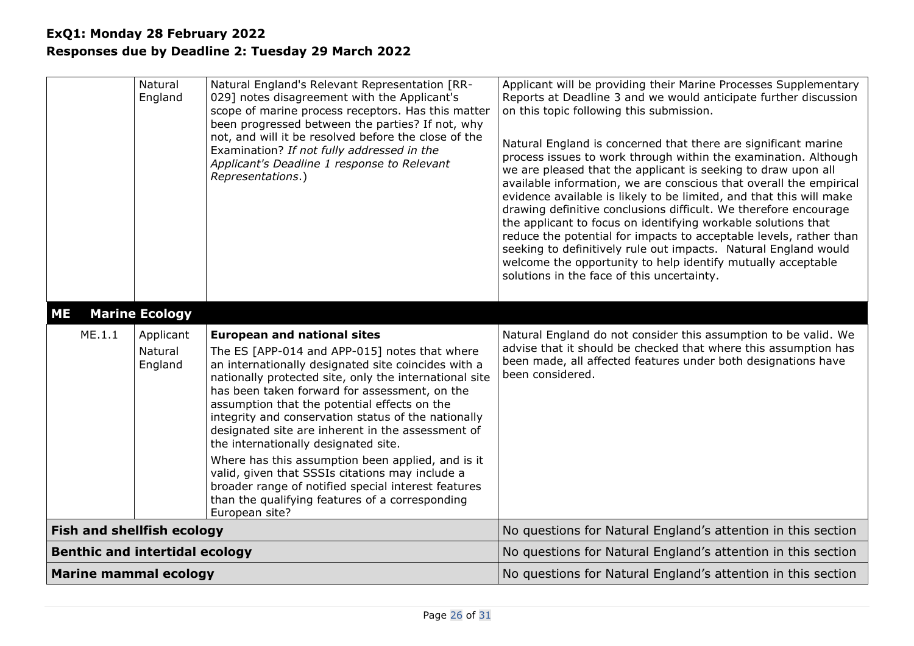**ExQ1: Monday 28 February 2022**
**Responses due by Deadline 2: Tuesday 29 March 2022**

| | | | |
|---|---|---|---|
| | Natural England | Natural England's Relevant Representation [RR-029] notes disagreement with the Applicant's scope of marine process receptors. Has this matter been progressed between the parties? If not, why not, and will it be resolved before the close of the Examination? *If not fully addressed in the Applicant's Deadline 1 response to Relevant Representations*.) | Applicant will be providing their Marine Processes Supplementary Reports at Deadline 3 and we would anticipate further discussion on this topic following this submission.<br><br>Natural England is concerned that there are significant marine process issues to work through within the examination. Although we are pleased that the applicant is seeking to draw upon all available information, we are conscious that overall the empirical evidence available is likely to be limited, and that this will make drawing definitive conclusions difficult. We therefore encourage the applicant to focus on identifying workable solutions that reduce the potential for impacts to acceptable levels, rather than seeking to definitively rule out impacts. Natural England would welcome the opportunity to help identify mutually acceptable solutions in the face of this uncertainty. |
| **ME** | **Marine Ecology** | | |
| ME.1.1 | Applicant<br>Natural England | **European and national sites**<br>The ES [APP-014 and APP-015] notes that where an internationally designated site coincides with a nationally protected site, only the international site has been taken forward for assessment, on the assumption that the potential effects on the integrity and conservation status of the nationally designated site are inherent in the assessment of the internationally designated site.<br>Where has this assumption been applied, and is it valid, given that SSSIs citations may include a broader range of notified special interest features than the qualifying features of a corresponding European site? | Natural England do not consider this assumption to be valid. We advise that it should be checked that where this assumption has been made, all affected features under both designations have been considered. |
| **Fish and shellfish ecology** | | | No questions for Natural England's attention in this section |
| **Benthic and intertidal ecology** | | | No questions for Natural England's attention in this section |
| **Marine mammal ecology** | | | No questions for Natural England's attention in this section |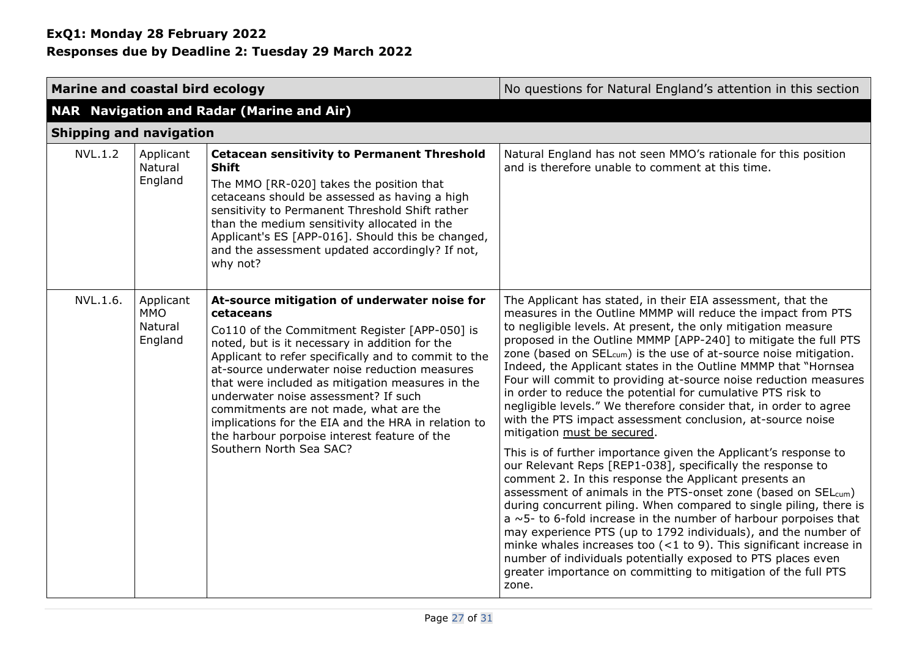**ExQ1: Monday 28 February 2022**
**Responses due by Deadline 2: Tuesday 29 March 2022**

| | | | |
|---|---|---|---|
| **Marine and coastal bird ecology** | | | No questions for Natural England's attention in this section |
| **NAR Navigation and Radar (Marine and Air)** | | | |
| **Shipping and navigation** | | | |
| NVL.1.2 | Applicant Natural England | **Cetacean sensitivity to Permanent Threshold Shift** The MMO [RR-020] takes the position that cetaceans should be assessed as having a high sensitivity to Permanent Threshold Shift rather than the medium sensitivity allocated in the Applicant's ES [APP-016]. Should this be changed, and the assessment updated accordingly? If not, why not? | Natural England has not seen MMO's rationale for this position and is therefore unable to comment at this time. |
| NVL.1.6. | Applicant MMO Natural England | **At-source mitigation of underwater noise for cetaceans** Co110 of the Commitment Register [APP-050] is noted, but is it necessary in addition for the Applicant to refer specifically and to commit to the at-source underwater noise reduction measures that were included as mitigation measures in the underwater noise assessment? If such commitments are not made, what are the implications for the EIA and the HRA in relation to the harbour porpoise interest feature of the Southern North Sea SAC? | The Applicant has stated, in their EIA assessment, that the measures in the Outline MMMP will reduce the impact from PTS to negligible levels. At present, the only mitigation measure proposed in the Outline MMMP [APP-240] to mitigate the full PTS zone (based on $SEL_{cum}$) is the use of at-source noise mitigation. Indeed, the Applicant states in the Outline MMMP that "Hornsea Four will commit to providing at-source noise reduction measures in order to reduce the potential for cumulative PTS risk to negligible levels." We therefore consider that, in order to agree with the PTS impact assessment conclusion, at-source noise mitigation <u>must be secured</u>.<br><br>This is of further importance given the Applicant's response to our Relevant Reps [REP1-038], specifically the response to comment 2. In this response the Applicant presents an assessment of animals in the PTS-onset zone (based on $SEL_{cum}$) during concurrent piling. When compared to single piling, there is a ~5- to 6-fold increase in the number of harbour porpoises that may experience PTS (up to 1792 individuals), and the number of minke whales increases too (<1 to 9). This significant increase in number of individuals potentially exposed to PTS places even greater importance on committing to mitigation of the full PTS zone. |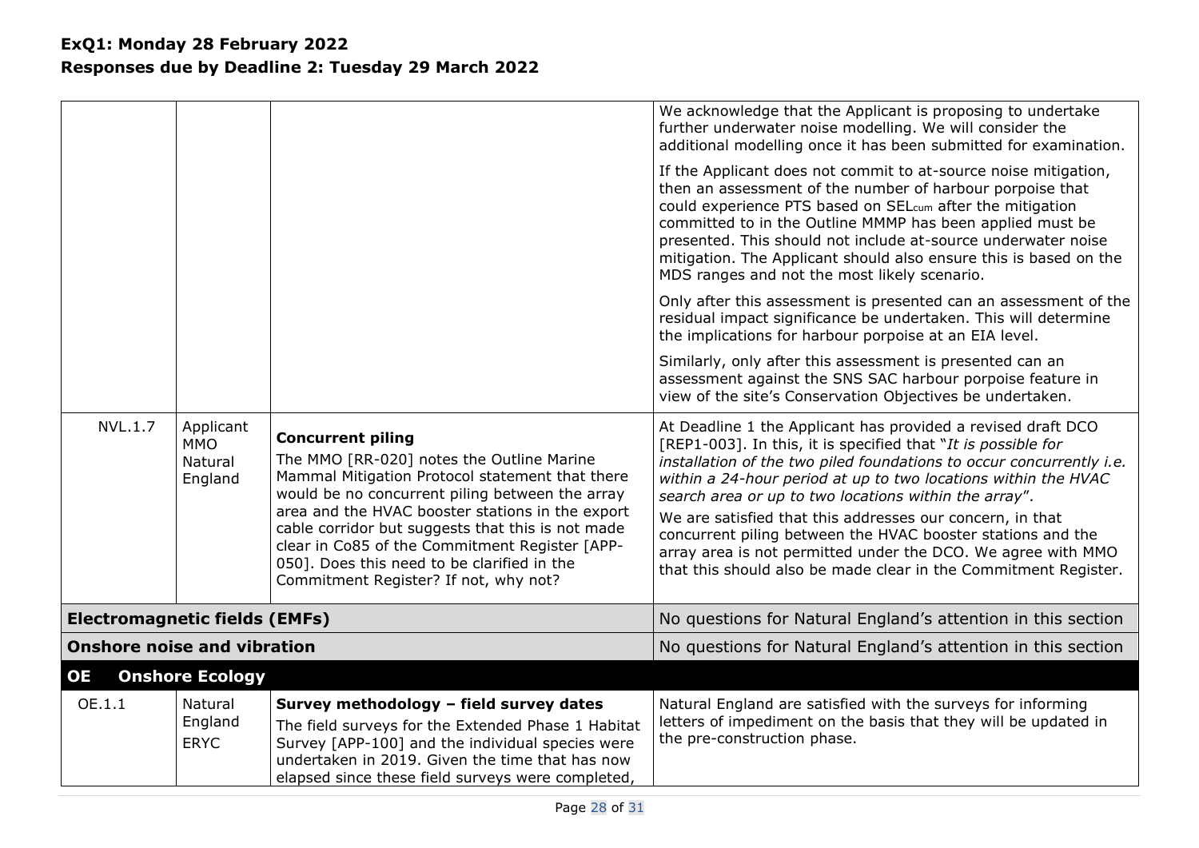**ExQ1: Monday 28 February 2022**
**Responses due by Deadline 2: Tuesday 29 March 2022**

| | | | |
|---|---|---|---|
| | | | We acknowledge that the Applicant is proposing to undertake further underwater noise modelling. We will consider the additional modelling once it has been submitted for examination.<br><br>If the Applicant does not commit to at-source noise mitigation, then an assessment of the number of harbour porpoise that could experience PTS based on $SEL_{cum}$ after the mitigation committed to in the Outline MMMP has been applied must be presented. This should not include at-source underwater noise mitigation. The Applicant should also ensure this is based on the MDS ranges and not the most likely scenario.<br><br>Only after this assessment is presented can an assessment of the residual impact significance be undertaken. This will determine the implications for harbour porpoise at an EIA level.<br><br>Similarly, only after this assessment is presented can an assessment against the SNS SAC harbour porpoise feature in view of the site's Conservation Objectives be undertaken. |
| NVL.1.7 | Applicant<br>MMO<br>Natural England | **Concurrent piling**<br>The MMO [RR-020] notes the Outline Marine Mammal Mitigation Protocol statement that there would be no concurrent piling between the array area and the HVAC booster stations in the export cable corridor but suggests that this is not made clear in Co85 of the Commitment Register [APP-050]. Does this need to be clarified in the Commitment Register? If not, why not? | At Deadline 1 the Applicant has provided a revised draft DCO [REP1-003]. In this, it is specified that "*It is possible for installation of the two piled foundations to occur concurrently i.e. within a 24-hour period at up to two locations within the HVAC search area or up to two locations within the array*".<br><br>We are satisfied that this addresses our concern, in that concurrent piling between the HVAC booster stations and the array area is not permitted under the DCO. We agree with MMO that this should also be made clear in the Commitment Register. |
| **Electromagnetic fields (EMFs)** | | | No questions for Natural England's attention in this section |
| **Onshore noise and vibration** | | | No questions for Natural England's attention in this section |
| **OE** | **Onshore Ecology** | | |
| OE.1.1 | Natural England<br>ERYC | **Survey methodology – field survey dates**<br>The field surveys for the Extended Phase 1 Habitat Survey [APP-100] and the individual species were undertaken in 2019. Given the time that has now elapsed since these field surveys were completed, | Natural England are satisfied with the surveys for informing letters of impediment on the basis that they will be updated in the pre-construction phase. |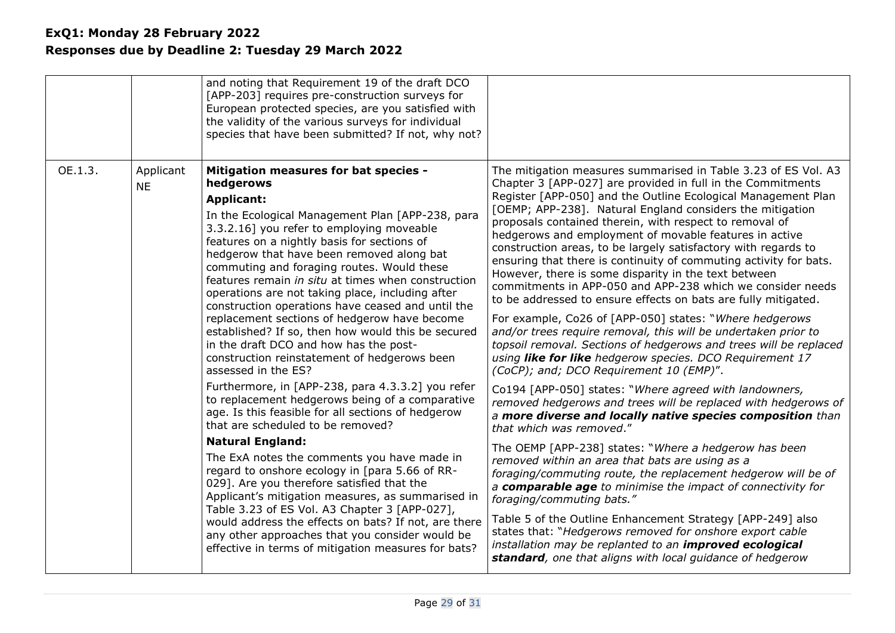**ExQ1: Monday 28 February 2022**
**Responses due by Deadline 2: Tuesday 29 March 2022**

| | | | |
|---|---|---|---|
| | | and noting that Requirement 19 of the draft DCO [APP-203] requires pre-construction surveys for European protected species, are you satisfied with the validity of the various surveys for individual species that have been submitted? If not, why not? | |
| OE.1.3. | Applicant<br>NE | **Mitigation measures for bat species - hedgerows**<br>**Applicant:**<br>In the Ecological Management Plan [APP-238, para 3.3.2.16] you refer to employing moveable features on a nightly basis for sections of hedgerow that have been removed along bat commuting and foraging routes. Would these features remain *in situ* at times when construction operations are not taking place, including after construction operations have ceased and until the replacement sections of hedgerow have become established? If so, then how would this be secured in the draft DCO and how has the post-construction reinstatement of hedgerows been assessed in the ES?<br>Furthermore, in [APP-238, para 4.3.3.2] you refer to replacement hedgerows being of a comparative age. Is this feasible for all sections of hedgerow that are scheduled to be removed?<br>**Natural England:**<br>The ExA notes the comments you have made in regard to onshore ecology in [para 5.66 of RR-029]. Are you therefore satisfied that the Applicant's mitigation measures, as summarised in Table 3.23 of ES Vol. A3 Chapter 3 [APP-027], would address the effects on bats? If not, are there any other approaches that you consider would be effective in terms of mitigation measures for bats? | The mitigation measures summarised in Table 3.23 of ES Vol. A3 Chapter 3 [APP-027] are provided in full in the Commitments Register [APP-050] and the Outline Ecological Management Plan [OEMP; APP-238]. Natural England considers the mitigation proposals contained therein, with respect to removal of hedgerows and employment of movable features in active construction areas, to be largely satisfactory with regards to ensuring that there is continuity of commuting activity for bats. However, there is some disparity in the text between commitments in APP-050 and APP-238 which we consider needs to be addressed to ensure effects on bats are fully mitigated.<br>For example, Co26 of [APP-050] states: "*Where hedgerows and/or trees require removal, this will be undertaken prior to topsoil removal. Sections of hedgerows and trees will be replaced using **like for like** hedgerow species. DCO Requirement 17 (CoCP); and; DCO Requirement 10 (EMP)*".<br>Co194 [APP-050] states: "*Where agreed with landowners, removed hedgerows and trees will be replaced with hedgerows of a **more diverse and locally native species composition** than that which was removed*."<br>The OEMP [APP-238] states: "*Where a hedgerow has been removed within an area that bats are using as a foraging/commuting route, the replacement hedgerow will be of a **comparable age** to minimise the impact of connectivity for foraging/commuting bats.*"<br>Table 5 of the Outline Enhancement Strategy [APP-249] also states that: "*Hedgerows removed for onshore export cable installation may be replanted to an **improved ecological standard**, one that aligns with local guidance of hedgerow* |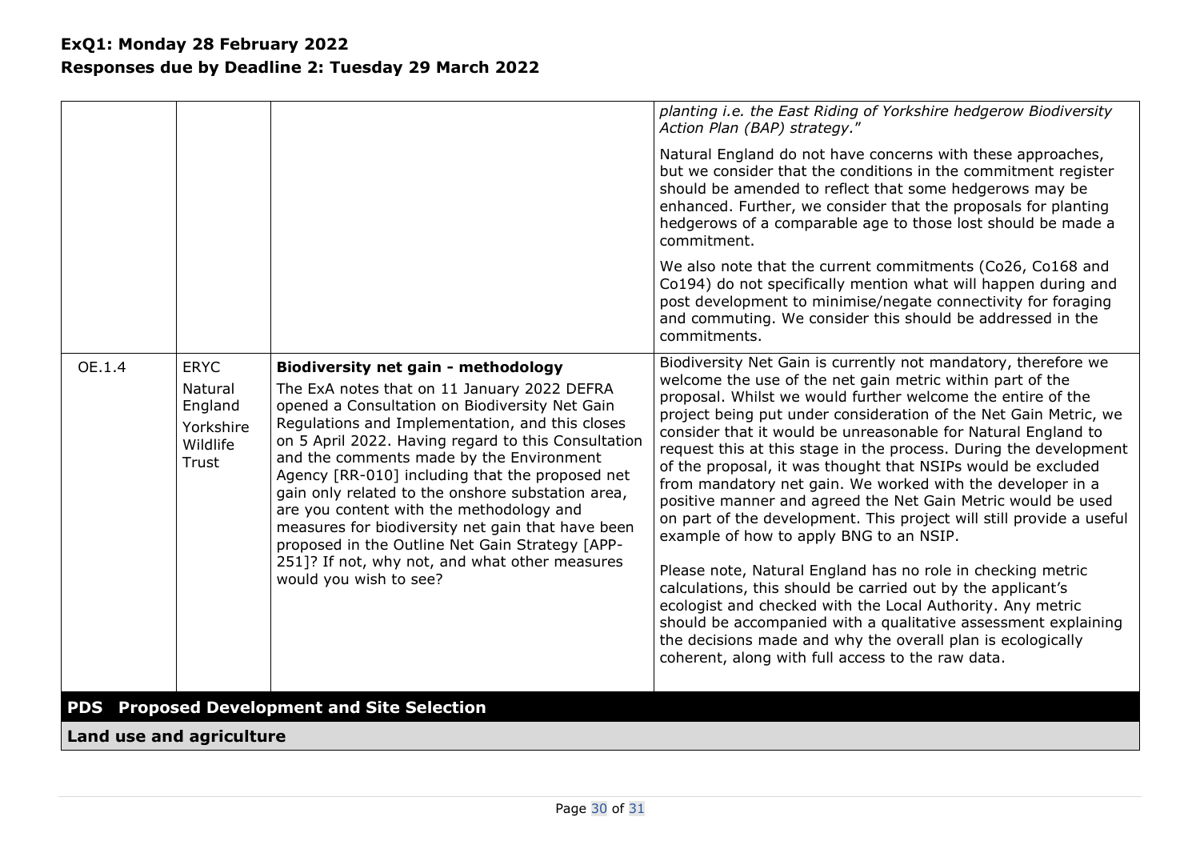**ExQ1: Monday 28 February 2022**
**Responses due by Deadline 2: Tuesday 29 March 2022**

| | | | |
|---|---|---|---|
| | | | *planting i.e. the East Riding of Yorkshire hedgerow Biodiversity Action Plan (BAP) strategy."*<br><br>Natural England do not have concerns with these approaches, but we consider that the conditions in the commitment register should be amended to reflect that some hedgerows may be enhanced. Further, we consider that the proposals for planting hedgerows of a comparable age to those lost should be made a commitment.<br><br>We also note that the current commitments (Co26, Co168 and Co194) do not specifically mention what will happen during and post development to minimise/negate connectivity for foraging and commuting. We consider this should be addressed in the commitments. |
| OE.1.4 | ERYC<br>Natural England<br>Yorkshire Wildlife Trust | **Biodiversity net gain - methodology**<br>The ExA notes that on 11 January 2022 DEFRA opened a Consultation on Biodiversity Net Gain Regulations and Implementation, and this closes on 5 April 2022. Having regard to this Consultation and the comments made by the Environment Agency [RR-010] including that the proposed net gain only related to the onshore substation area, are you content with the methodology and measures for biodiversity net gain that have been proposed in the Outline Net Gain Strategy [APP-251]? If not, why not, and what other measures would you wish to see? | Biodiversity Net Gain is currently not mandatory, therefore we welcome the use of the net gain metric within part of the proposal. Whilst we would further welcome the entire of the project being put under consideration of the Net Gain Metric, we consider that it would be unreasonable for Natural England to request this at this stage in the process. During the development of the proposal, it was thought that NSIPs would be excluded from mandatory net gain. We worked with the developer in a positive manner and agreed the Net Gain Metric would be used on part of the development. This project will still provide a useful example of how to apply BNG to an NSIP.<br><br>Please note, Natural England has no role in checking metric calculations, this should be carried out by the applicant's ecologist and checked with the Local Authority. Any metric should be accompanied with a qualitative assessment explaining the decisions made and why the overall plan is ecologically coherent, along with full access to the raw data. |

## PDS Proposed Development and Site Selection

### Land use and agriculture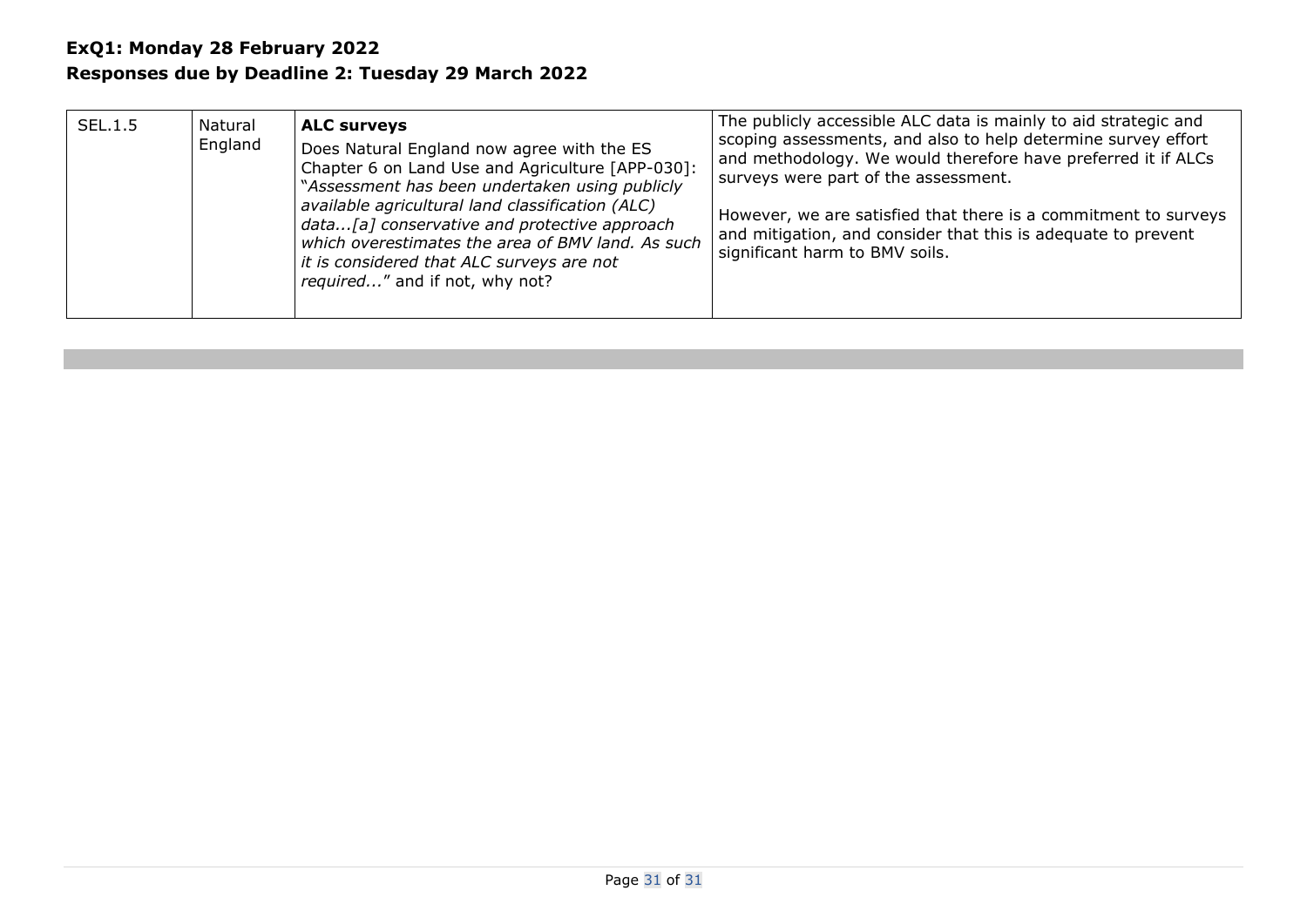**ExQ1: Monday 28 February 2022**
**Responses due by Deadline 2: Tuesday 29 March 2022**

| | | | |
|---|---|---|---|
| SEL.1.5 | Natural England | **ALC surveys**<br><br>Does Natural England now agree with the ES Chapter 6 on Land Use and Agriculture [APP-030]: "*Assessment has been undertaken using publicly available agricultural land classification (ALC) data...[a] conservative and protective approach which overestimates the area of BMV land. As such it is considered that ALC surveys are not required...*" and if not, why not? | The publicly accessible ALC data is mainly to aid strategic and scoping assessments, and also to help determine survey effort and methodology. We would therefore have preferred it if ALCs surveys were part of the assessment.<br><br>However, we are satisfied that there is a commitment to surveys and mitigation, and consider that this is adequate to prevent significant harm to BMV soils. |